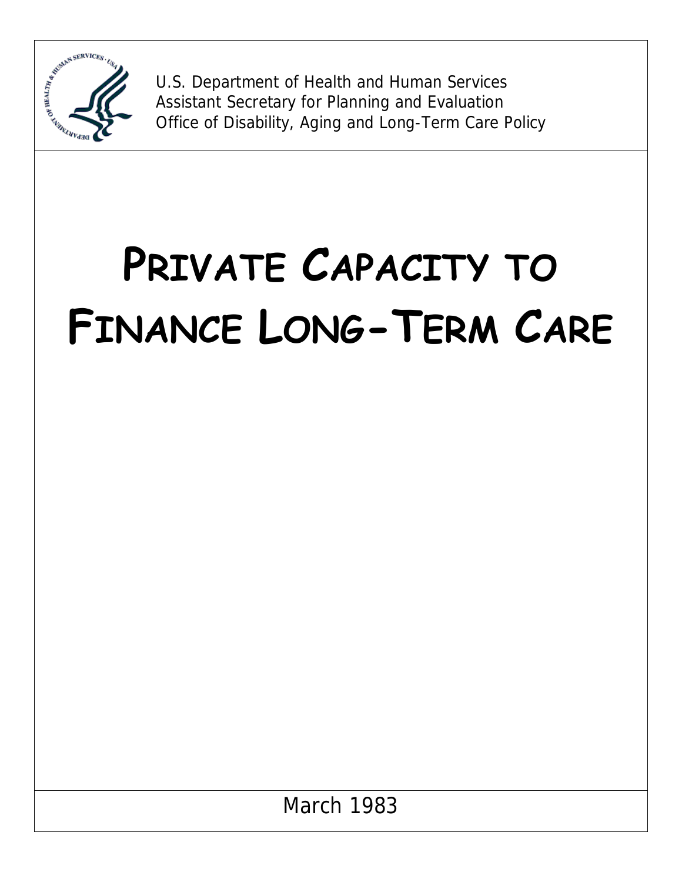U.S. Department of Health and Human Services
Assistant Secretary for Planning and Evaluation
Office of Disability, Aging and Long-Term Care Policy

# PRIVATE CAPACITY TO FINANCE LONG-TERM CARE

March 1983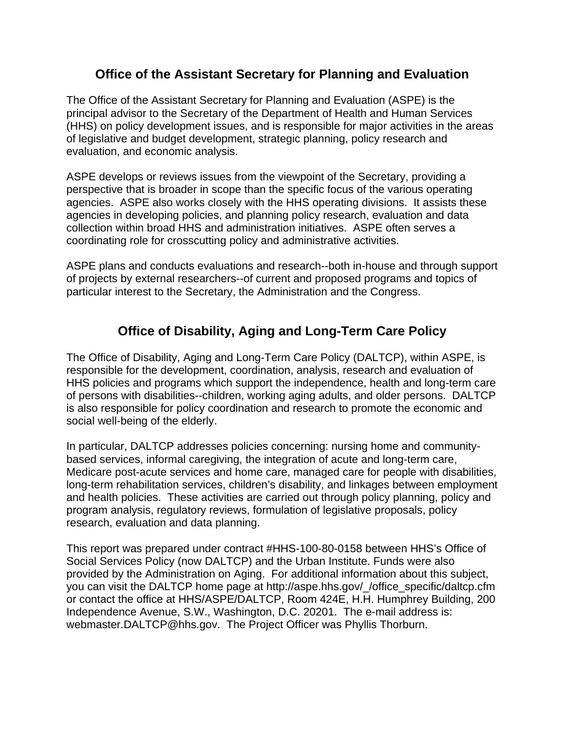## Office of the Assistant Secretary for Planning and Evaluation

The Office of the Assistant Secretary for Planning and Evaluation (ASPE) is the principal advisor to the Secretary of the Department of Health and Human Services (HHS) on policy development issues, and is responsible for major activities in the areas of legislative and budget development, strategic planning, policy research and evaluation, and economic analysis.

ASPE develops or reviews issues from the viewpoint of the Secretary, providing a perspective that is broader in scope than the specific focus of the various operating agencies. ASPE also works closely with the HHS operating divisions. It assists these agencies in developing policies, and planning policy research, evaluation and data collection within broad HHS and administration initiatives. ASPE often serves a coordinating role for crosscutting policy and administrative activities.

ASPE plans and conducts evaluations and research--both in-house and through support of projects by external researchers--of current and proposed programs and topics of particular interest to the Secretary, the Administration and the Congress.

## Office of Disability, Aging and Long-Term Care Policy

The Office of Disability, Aging and Long-Term Care Policy (DALTCP), within ASPE, is responsible for the development, coordination, analysis, research and evaluation of HHS policies and programs which support the independence, health and long-term care of persons with disabilities--children, working aging adults, and older persons. DALTCP is also responsible for policy coordination and research to promote the economic and social well-being of the elderly.

In particular, DALTCP addresses policies concerning: nursing home and community-based services, informal caregiving, the integration of acute and long-term care, Medicare post-acute services and home care, managed care for people with disabilities, long-term rehabilitation services, children's disability, and linkages between employment and health policies. These activities are carried out through policy planning, policy and program analysis, regulatory reviews, formulation of legislative proposals, policy research, evaluation and data planning.

This report was prepared under contract #HHS-100-80-0158 between HHS's Office of Social Services Policy (now DALTCP) and the Urban Institute. Funds were also provided by the Administration on Aging. For additional information about this subject, you can visit the DALTCP home page at http://aspe.hhs.gov/_/office_specific/daltcp.cfm or contact the office at HHS/ASPE/DALTCP, Room 424E, H.H. Humphrey Building, 200 Independence Avenue, S.W., Washington, D.C. 20201. The e-mail address is: webmaster.DALTCP@hhs.gov. The Project Officer was Phyllis Thorburn.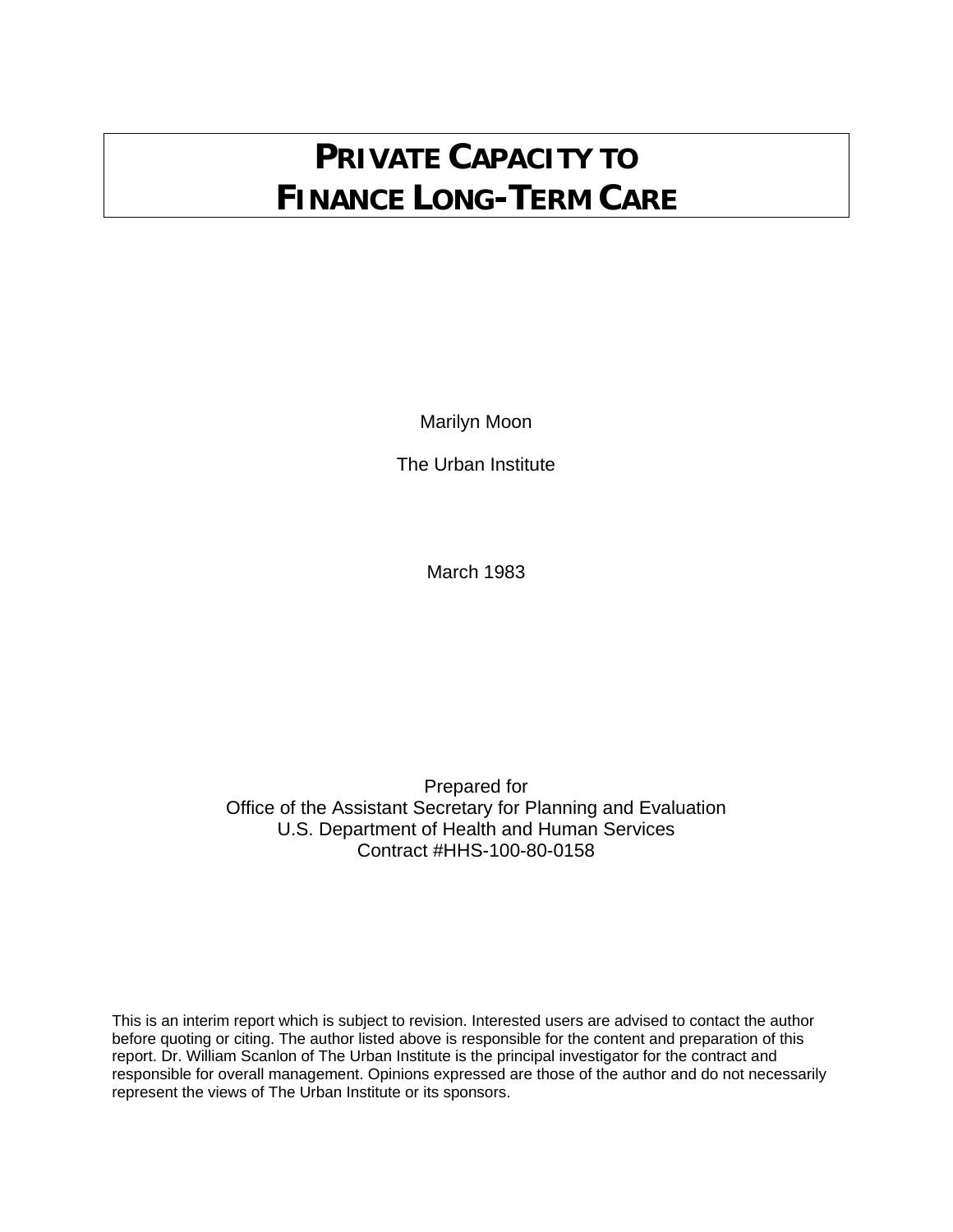# PRIVATE CAPACITY TO FINANCE LONG-TERM CARE

Marilyn Moon

The Urban Institute

March 1983

Prepared for
Office of the Assistant Secretary for Planning and Evaluation
U.S. Department of Health and Human Services
Contract #HHS-100-80-0158

This is an interim report which is subject to revision. Interested users are advised to contact the author before quoting or citing. The author listed above is responsible for the content and preparation of this report. Dr. William Scanlon of The Urban Institute is the principal investigator for the contract and responsible for overall management. Opinions expressed are those of the author and do not necessarily represent the views of The Urban Institute or its sponsors.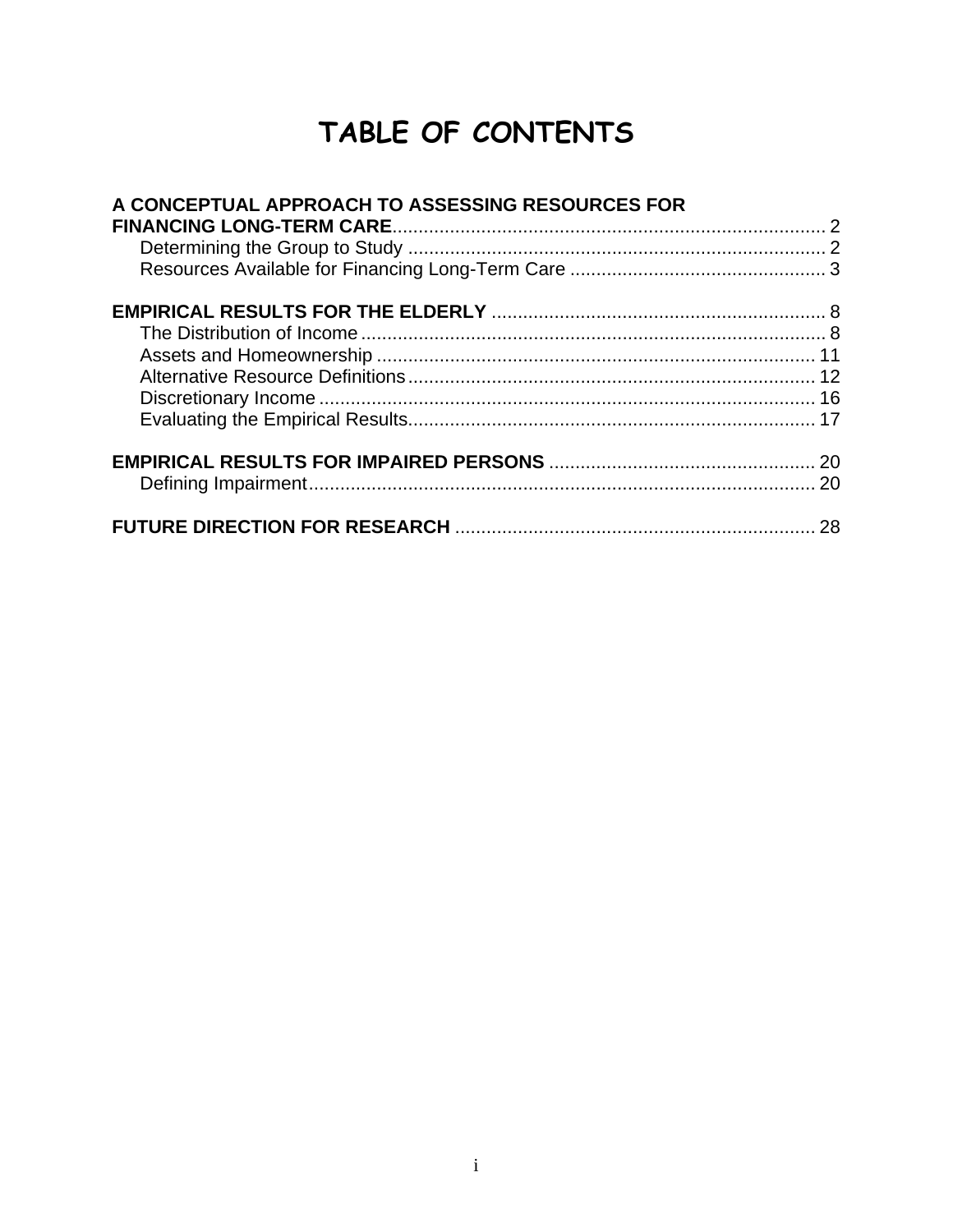# TABLE OF CONTENTS

**A CONCEPTUAL APPROACH TO ASSESSING RESOURCES FOR FINANCING LONG-TERM CARE** .................... 2
- Determining the Group to Study .................... 2
- Resources Available for Financing Long-Term Care .................... 3

**EMPIRICAL RESULTS FOR THE ELDERLY** .................... 8
- The Distribution of Income .................... 8
- Assets and Homeownership .................... 11
- Alternative Resource Definitions .................... 12
- Discretionary Income .................... 16
- Evaluating the Empirical Results .................... 17

**EMPIRICAL RESULTS FOR IMPAIRED PERSONS** .................... 20
- Defining Impairment .................... 20

**FUTURE DIRECTION FOR RESEARCH** .................... 28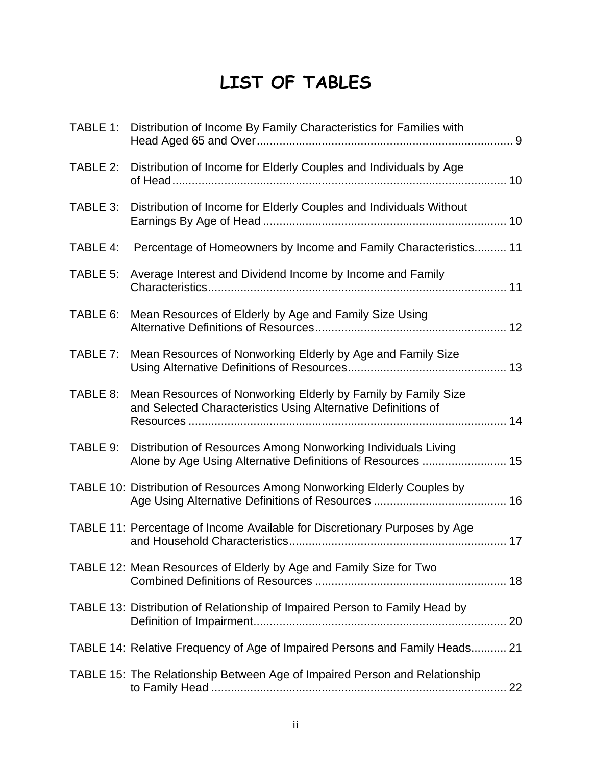# LIST OF TABLES

TABLE 1: Distribution of Income By Family Characteristics for Families with Head Aged 65 and Over ... 9

TABLE 2: Distribution of Income for Elderly Couples and Individuals by Age of Head ... 10

TABLE 3: Distribution of Income for Elderly Couples and Individuals Without Earnings By Age of Head ... 10

TABLE 4: Percentage of Homeowners by Income and Family Characteristics ... 11

TABLE 5: Average Interest and Dividend Income by Income and Family Characteristics ... 11

TABLE 6: Mean Resources of Elderly by Age and Family Size Using Alternative Definitions of Resources ... 12

TABLE 7: Mean Resources of Nonworking Elderly by Age and Family Size Using Alternative Definitions of Resources ... 13

TABLE 8: Mean Resources of Nonworking Elderly by Family by Family Size and Selected Characteristics Using Alternative Definitions of Resources ... 14

TABLE 9: Distribution of Resources Among Nonworking Individuals Living Alone by Age Using Alternative Definitions of Resources ... 15

TABLE 10: Distribution of Resources Among Nonworking Elderly Couples by Age Using Alternative Definitions of Resources ... 16

TABLE 11: Percentage of Income Available for Discretionary Purposes by Age and Household Characteristics ... 17

TABLE 12: Mean Resources of Elderly by Age and Family Size for Two Combined Definitions of Resources ... 18

TABLE 13: Distribution of Relationship of Impaired Person to Family Head by Definition of Impairment ... 20

TABLE 14: Relative Frequency of Age of Impaired Persons and Family Heads ... 21

TABLE 15: The Relationship Between Age of Impaired Person and Relationship to Family Head ... 22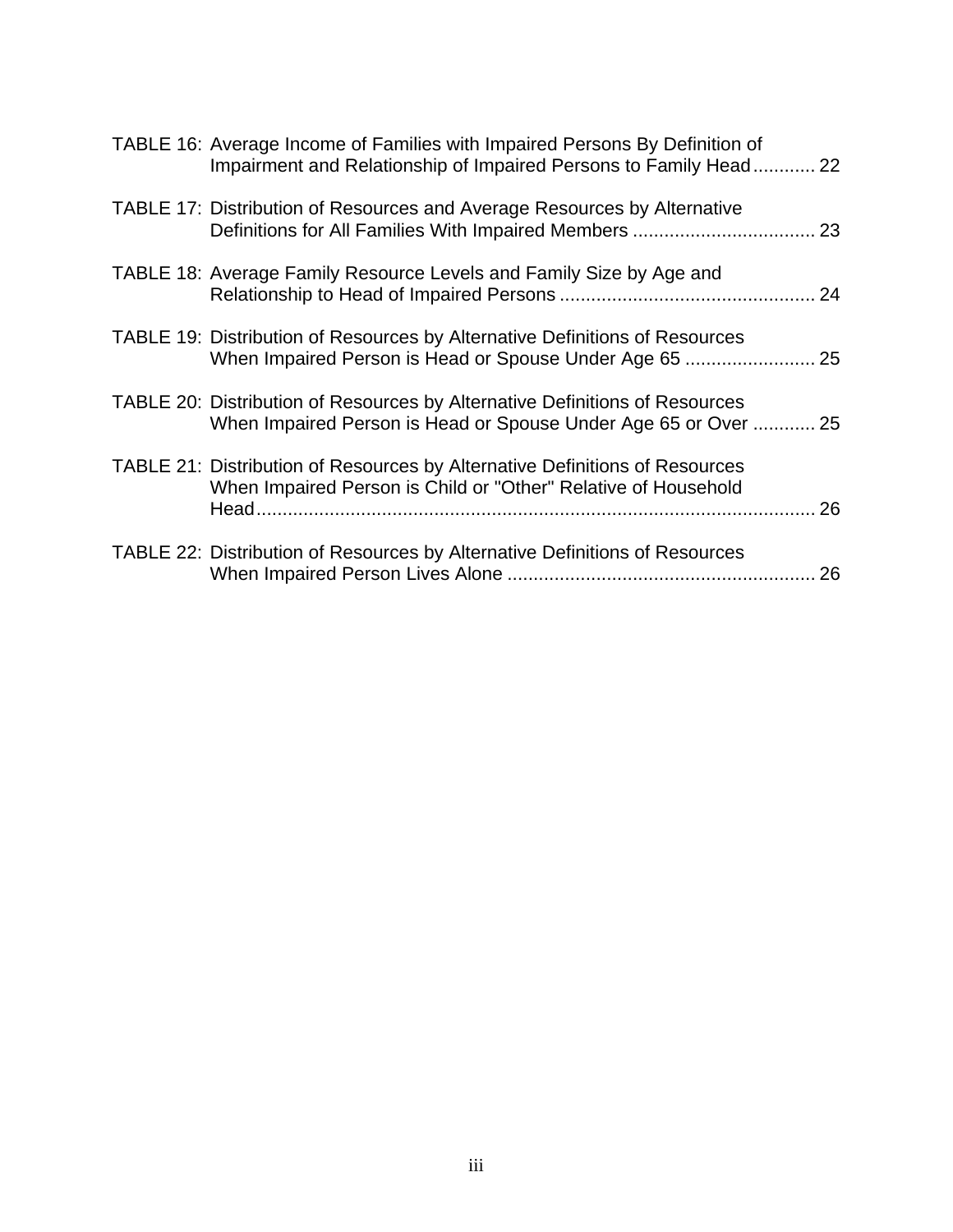TABLE 16: Average Income of Families with Impaired Persons By Definition of Impairment and Relationship of Impaired Persons to Family Head ............ 22

TABLE 17: Distribution of Resources and Average Resources by Alternative Definitions for All Families With Impaired Members ................................... 23

TABLE 18: Average Family Resource Levels and Family Size by Age and Relationship to Head of Impaired Persons ................................................ 24

TABLE 19: Distribution of Resources by Alternative Definitions of Resources When Impaired Person is Head or Spouse Under Age 65 ......................... 25

TABLE 20: Distribution of Resources by Alternative Definitions of Resources When Impaired Person is Head or Spouse Under Age 65 or Over ............ 25

TABLE 21: Distribution of Resources by Alternative Definitions of Resources When Impaired Person is Child or "Other" Relative of Household Head.......................................................................................................... 26

TABLE 22: Distribution of Resources by Alternative Definitions of Resources When Impaired Person Lives Alone ........................................................... 26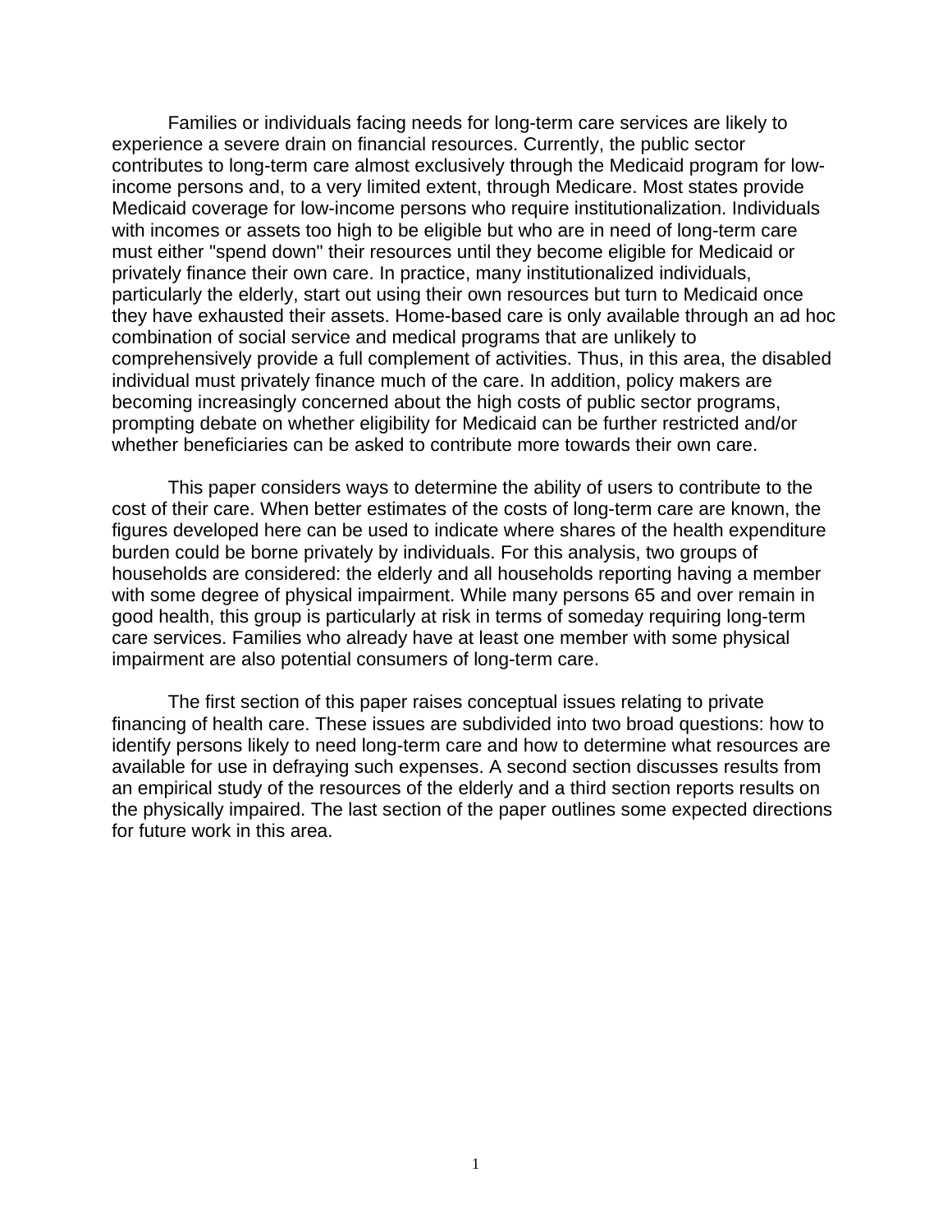Families or individuals facing needs for long-term care services are likely to experience a severe drain on financial resources. Currently, the public sector contributes to long-term care almost exclusively through the Medicaid program for low-income persons and, to a very limited extent, through Medicare. Most states provide Medicaid coverage for low-income persons who require institutionalization. Individuals with incomes or assets too high to be eligible but who are in need of long-term care must either "spend down" their resources until they become eligible for Medicaid or privately finance their own care. In practice, many institutionalized individuals, particularly the elderly, start out using their own resources but turn to Medicaid once they have exhausted their assets. Home-based care is only available through an ad hoc combination of social service and medical programs that are unlikely to comprehensively provide a full complement of activities. Thus, in this area, the disabled individual must privately finance much of the care. In addition, policy makers are becoming increasingly concerned about the high costs of public sector programs, prompting debate on whether eligibility for Medicaid can be further restricted and/or whether beneficiaries can be asked to contribute more towards their own care.

This paper considers ways to determine the ability of users to contribute to the cost of their care. When better estimates of the costs of long-term care are known, the figures developed here can be used to indicate where shares of the health expenditure burden could be borne privately by individuals. For this analysis, two groups of households are considered: the elderly and all households reporting having a member with some degree of physical impairment. While many persons 65 and over remain in good health, this group is particularly at risk in terms of someday requiring long-term care services. Families who already have at least one member with some physical impairment are also potential consumers of long-term care.

The first section of this paper raises conceptual issues relating to private financing of health care. These issues are subdivided into two broad questions: how to identify persons likely to need long-term care and how to determine what resources are available for use in defraying such expenses. A second section discusses results from an empirical study of the resources of the elderly and a third section reports results on the physically impaired. The last section of the paper outlines some expected directions for future work in this area.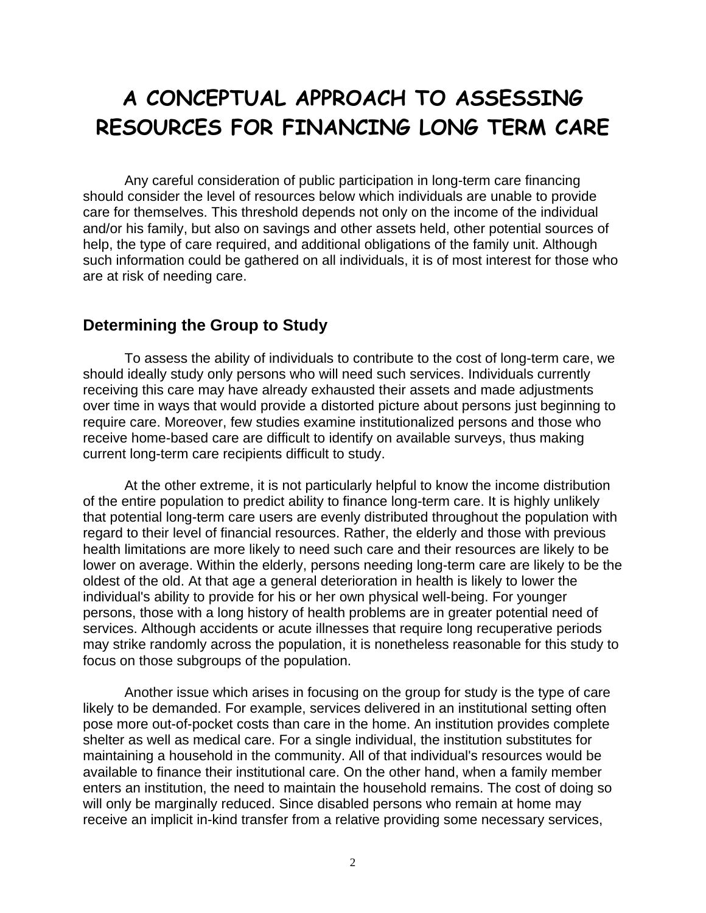# A CONCEPTUAL APPROACH TO ASSESSING RESOURCES FOR FINANCING LONG TERM CARE

Any careful consideration of public participation in long-term care financing should consider the level of resources below which individuals are unable to provide care for themselves. This threshold depends not only on the income of the individual and/or his family, but also on savings and other assets held, other potential sources of help, the type of care required, and additional obligations of the family unit. Although such information could be gathered on all individuals, it is of most interest for those who are at risk of needing care.

## Determining the Group to Study

To assess the ability of individuals to contribute to the cost of long-term care, we should ideally study only persons who will need such services. Individuals currently receiving this care may have already exhausted their assets and made adjustments over time in ways that would provide a distorted picture about persons just beginning to require care. Moreover, few studies examine institutionalized persons and those who receive home-based care are difficult to identify on available surveys, thus making current long-term care recipients difficult to study.

At the other extreme, it is not particularly helpful to know the income distribution of the entire population to predict ability to finance long-term care. It is highly unlikely that potential long-term care users are evenly distributed throughout the population with regard to their level of financial resources. Rather, the elderly and those with previous health limitations are more likely to need such care and their resources are likely to be lower on average. Within the elderly, persons needing long-term care are likely to be the oldest of the old. At that age a general deterioration in health is likely to lower the individual's ability to provide for his or her own physical well-being. For younger persons, those with a long history of health problems are in greater potential need of services. Although accidents or acute illnesses that require long recuperative periods may strike randomly across the population, it is nonetheless reasonable for this study to focus on those subgroups of the population.

Another issue which arises in focusing on the group for study is the type of care likely to be demanded. For example, services delivered in an institutional setting often pose more out-of-pocket costs than care in the home. An institution provides complete shelter as well as medical care. For a single individual, the institution substitutes for maintaining a household in the community. All of that individual's resources would be available to finance their institutional care. On the other hand, when a family member enters an institution, the need to maintain the household remains. The cost of doing so will only be marginally reduced. Since disabled persons who remain at home may receive an implicit in-kind transfer from a relative providing some necessary services,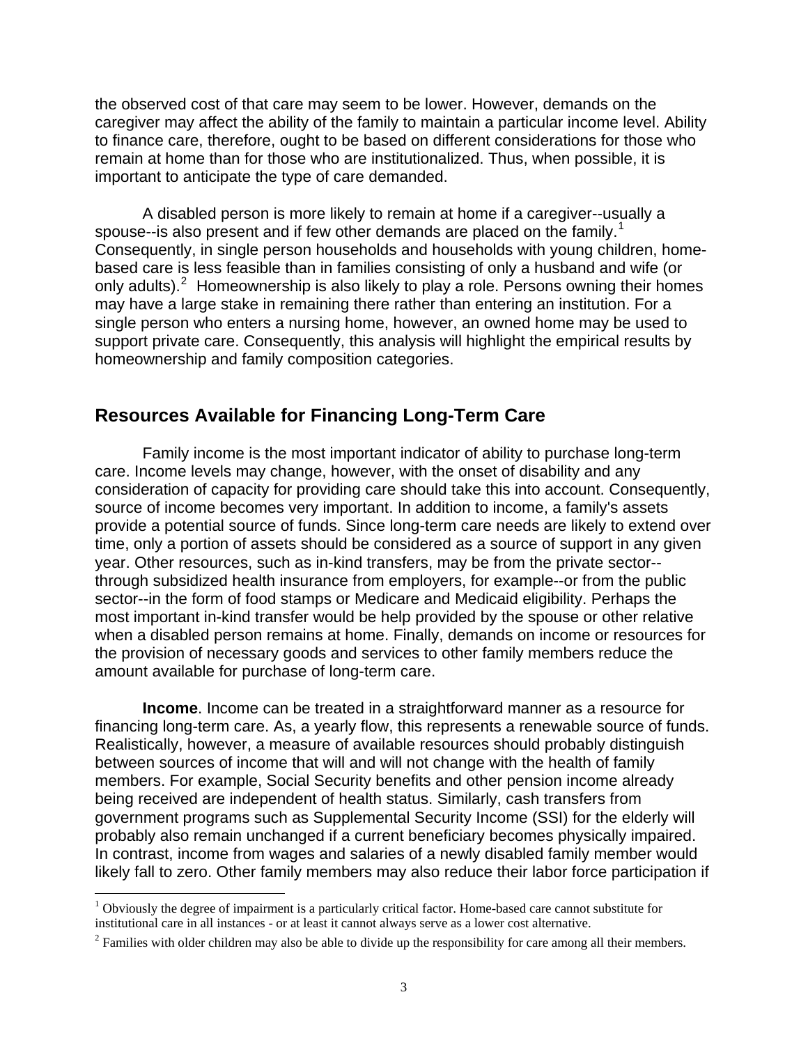the observed cost of that care may seem to be lower. However, demands on the caregiver may affect the ability of the family to maintain a particular income level. Ability to finance care, therefore, ought to be based on different considerations for those who remain at home than for those who are institutionalized. Thus, when possible, it is important to anticipate the type of care demanded.

A disabled person is more likely to remain at home if a caregiver--usually a spouse--is also present and if few other demands are placed on the family.[1] Consequently, in single person households and households with young children, home-based care is less feasible than in families consisting of only a husband and wife (or only adults).[2] Homeownership is also likely to play a role. Persons owning their homes may have a large stake in remaining there rather than entering an institution. For a single person who enters a nursing home, however, an owned home may be used to support private care. Consequently, this analysis will highlight the empirical results by homeownership and family composition categories.

## Resources Available for Financing Long-Term Care

Family income is the most important indicator of ability to purchase long-term care. Income levels may change, however, with the onset of disability and any consideration of capacity for providing care should take this into account. Consequently, source of income becomes very important. In addition to income, a family's assets provide a potential source of funds. Since long-term care needs are likely to extend over time, only a portion of assets should be considered as a source of support in any given year. Other resources, such as in-kind transfers, may be from the private sector--through subsidized health insurance from employers, for example--or from the public sector--in the form of food stamps or Medicare and Medicaid eligibility. Perhaps the most important in-kind transfer would be help provided by the spouse or other relative when a disabled person remains at home. Finally, demands on income or resources for the provision of necessary goods and services to other family members reduce the amount available for purchase of long-term care.

**Income**. Income can be treated in a straightforward manner as a resource for financing long-term care. As, a yearly flow, this represents a renewable source of funds. Realistically, however, a measure of available resources should probably distinguish between sources of income that will and will not change with the health of family members. For example, Social Security benefits and other pension income already being received are independent of health status. Similarly, cash transfers from government programs such as Supplemental Security Income (SSI) for the elderly will probably also remain unchanged if a current beneficiary becomes physically impaired. In contrast, income from wages and salaries of a newly disabled family member would likely fall to zero. Other family members may also reduce their labor force participation if

[1] Obviously the degree of impairment is a particularly critical factor. Home-based care cannot substitute for institutional care in all instances - or at least it cannot always serve as a lower cost alternative.

[2] Families with older children may also be able to divide up the responsibility for care among all their members.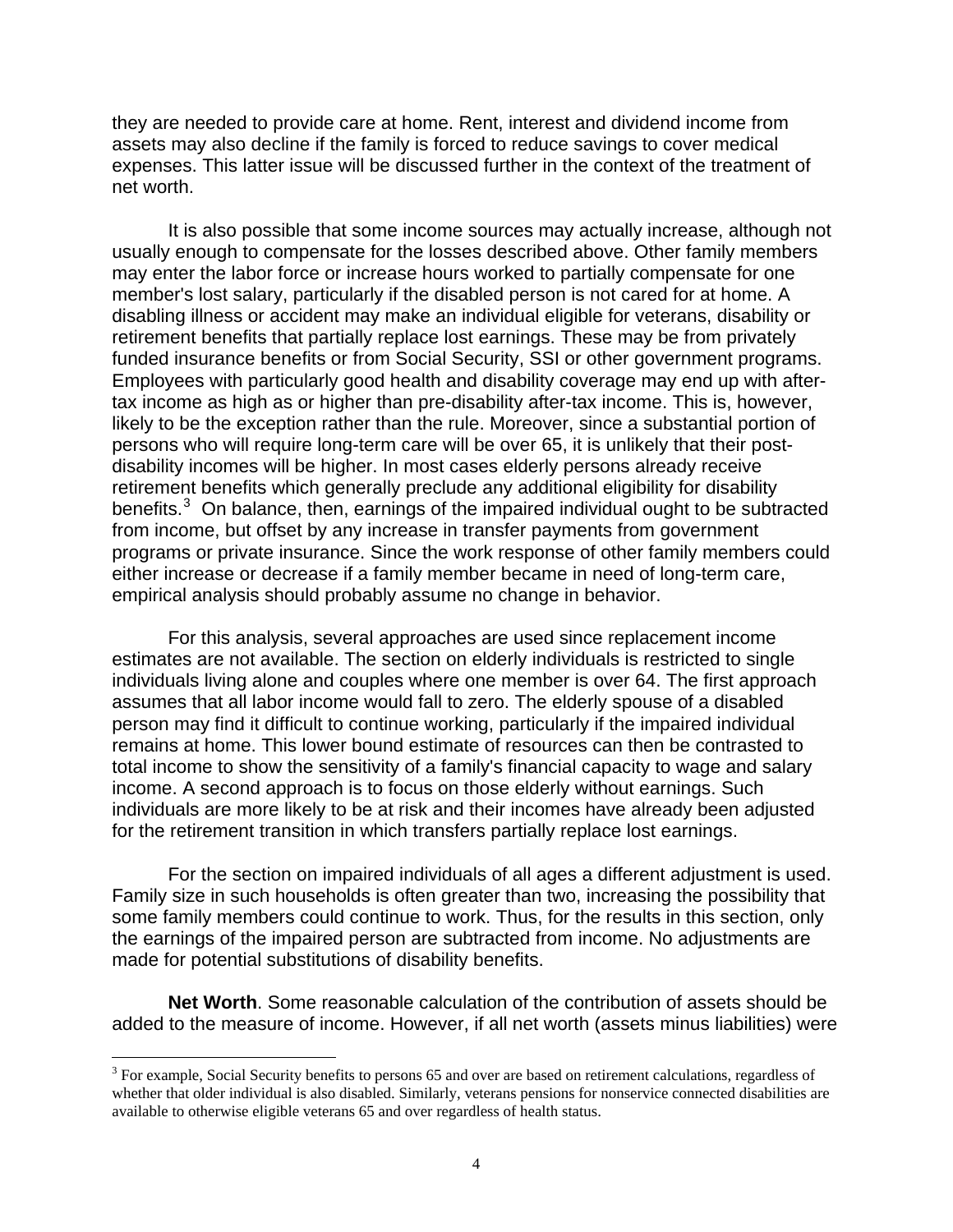they are needed to provide care at home. Rent, interest and dividend income from assets may also decline if the family is forced to reduce savings to cover medical expenses. This latter issue will be discussed further in the context of the treatment of net worth.

It is also possible that some income sources may actually increase, although not usually enough to compensate for the losses described above. Other family members may enter the labor force or increase hours worked to partially compensate for one member's lost salary, particularly if the disabled person is not cared for at home. A disabling illness or accident may make an individual eligible for veterans, disability or retirement benefits that partially replace lost earnings. These may be from privately funded insurance benefits or from Social Security, SSI or other government programs. Employees with particularly good health and disability coverage may end up with after-tax income as high as or higher than pre-disability after-tax income. This is, however, likely to be the exception rather than the rule. Moreover, since a substantial portion of persons who will require long-term care will be over 65, it is unlikely that their post-disability incomes will be higher. In most cases elderly persons already receive retirement benefits which generally preclude any additional eligibility for disability benefits.[3] On balance, then, earnings of the impaired individual ought to be subtracted from income, but offset by any increase in transfer payments from government programs or private insurance. Since the work response of other family members could either increase or decrease if a family member became in need of long-term care, empirical analysis should probably assume no change in behavior.

For this analysis, several approaches are used since replacement income estimates are not available. The section on elderly individuals is restricted to single individuals living alone and couples where one member is over 64. The first approach assumes that all labor income would fall to zero. The elderly spouse of a disabled person may find it difficult to continue working, particularly if the impaired individual remains at home. This lower bound estimate of resources can then be contrasted to total income to show the sensitivity of a family's financial capacity to wage and salary income. A second approach is to focus on those elderly without earnings. Such individuals are more likely to be at risk and their incomes have already been adjusted for the retirement transition in which transfers partially replace lost earnings.

For the section on impaired individuals of all ages a different adjustment is used. Family size in such households is often greater than two, increasing the possibility that some family members could continue to work. Thus, for the results in this section, only the earnings of the impaired person are subtracted from income. No adjustments are made for potential substitutions of disability benefits.

**Net Worth**. Some reasonable calculation of the contribution of assets should be added to the measure of income. However, if all net worth (assets minus liabilities) were

[3] For example, Social Security benefits to persons 65 and over are based on retirement calculations, regardless of whether that older individual is also disabled. Similarly, veterans pensions for nonservice connected disabilities are available to otherwise eligible veterans 65 and over regardless of health status.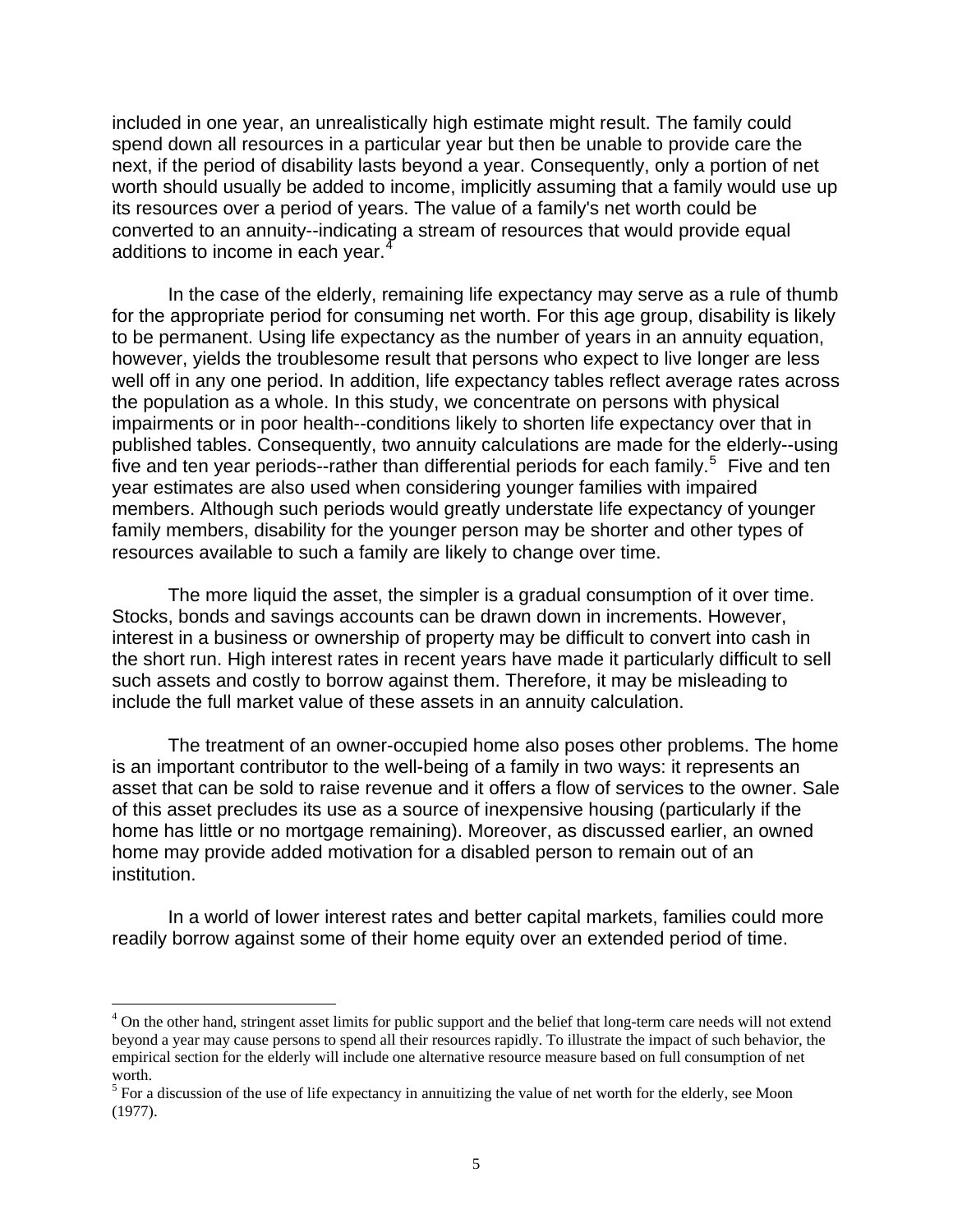included in one year, an unrealistically high estimate might result. The family could spend down all resources in a particular year but then be unable to provide care the next, if the period of disability lasts beyond a year. Consequently, only a portion of net worth should usually be added to income, implicitly assuming that a family would use up its resources over a period of years. The value of a family's net worth could be converted to an annuity--indicating a stream of resources that would provide equal additions to income in each year.[4]

In the case of the elderly, remaining life expectancy may serve as a rule of thumb for the appropriate period for consuming net worth. For this age group, disability is likely to be permanent. Using life expectancy as the number of years in an annuity equation, however, yields the troublesome result that persons who expect to live longer are less well off in any one period. In addition, life expectancy tables reflect average rates across the population as a whole. In this study, we concentrate on persons with physical impairments or in poor health--conditions likely to shorten life expectancy over that in published tables. Consequently, two annuity calculations are made for the elderly--using five and ten year periods--rather than differential periods for each family.[5] Five and ten year estimates are also used when considering younger families with impaired members. Although such periods would greatly understate life expectancy of younger family members, disability for the younger person may be shorter and other types of resources available to such a family are likely to change over time.

The more liquid the asset, the simpler is a gradual consumption of it over time. Stocks, bonds and savings accounts can be drawn down in increments. However, interest in a business or ownership of property may be difficult to convert into cash in the short run. High interest rates in recent years have made it particularly difficult to sell such assets and costly to borrow against them. Therefore, it may be misleading to include the full market value of these assets in an annuity calculation.

The treatment of an owner-occupied home also poses other problems. The home is an important contributor to the well-being of a family in two ways: it represents an asset that can be sold to raise revenue and it offers a flow of services to the owner. Sale of this asset precludes its use as a source of inexpensive housing (particularly if the home has little or no mortgage remaining). Moreover, as discussed earlier, an owned home may provide added motivation for a disabled person to remain out of an institution.

In a world of lower interest rates and better capital markets, families could more readily borrow against some of their home equity over an extended period of time.

---

[4] On the other hand, stringent asset limits for public support and the belief that long-term care needs will not extend beyond a year may cause persons to spend all their resources rapidly. To illustrate the impact of such behavior, the empirical section for the elderly will include one alternative resource measure based on full consumption of net worth.

[5] For a discussion of the use of life expectancy in annuitizing the value of net worth for the elderly, see Moon (1977).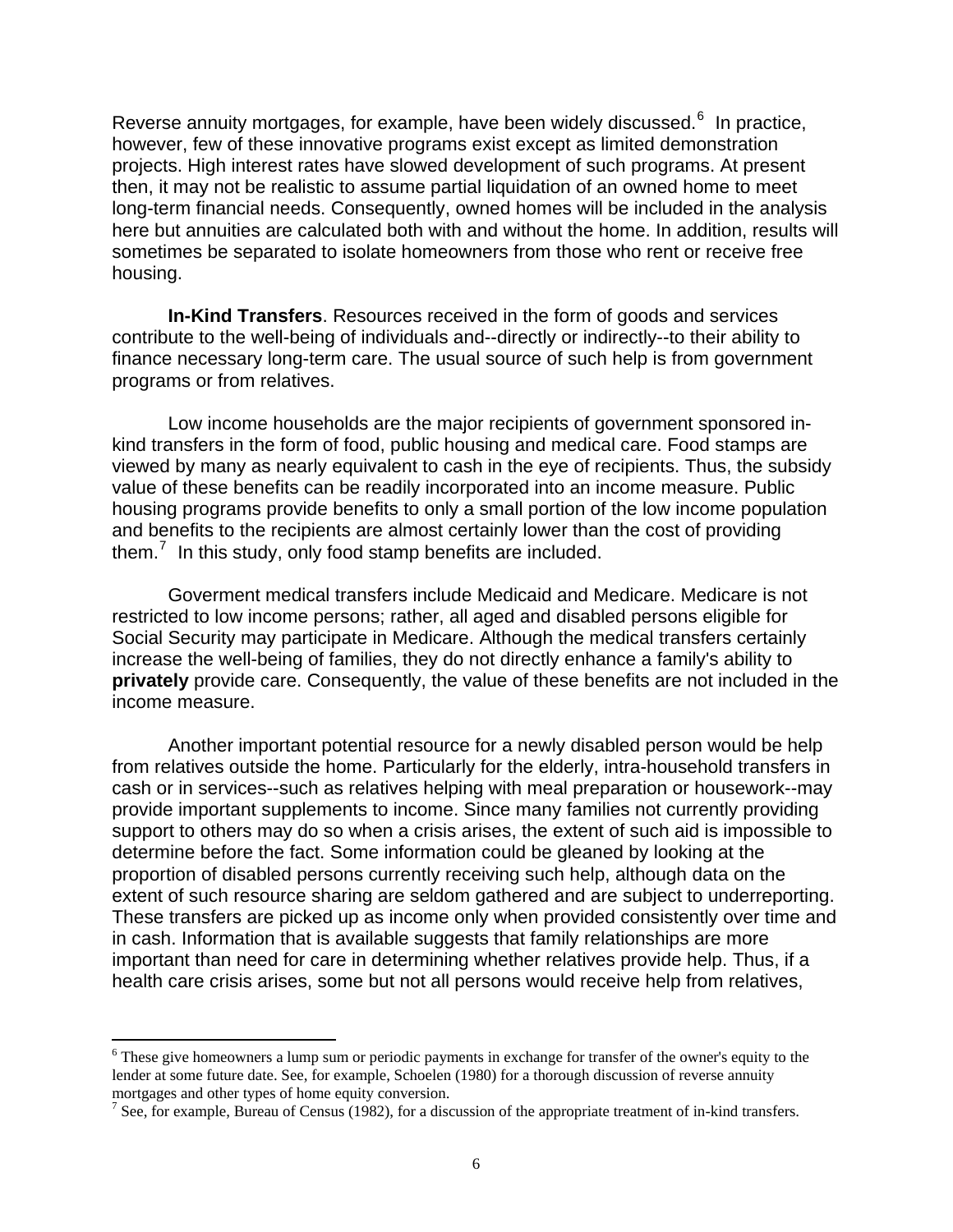Reverse annuity mortgages, for example, have been widely discussed.[6] In practice, however, few of these innovative programs exist except as limited demonstration projects. High interest rates have slowed development of such programs. At present then, it may not be realistic to assume partial liquidation of an owned home to meet long-term financial needs. Consequently, owned homes will be included in the analysis here but annuities are calculated both with and without the home. In addition, results will sometimes be separated to isolate homeowners from those who rent or receive free housing.

**In-Kind Transfers**. Resources received in the form of goods and services contribute to the well-being of individuals and--directly or indirectly--to their ability to finance necessary long-term care. The usual source of such help is from government programs or from relatives.

Low income households are the major recipients of government sponsored in-kind transfers in the form of food, public housing and medical care. Food stamps are viewed by many as nearly equivalent to cash in the eye of recipients. Thus, the subsidy value of these benefits can be readily incorporated into an income measure. Public housing programs provide benefits to only a small portion of the low income population and benefits to the recipients are almost certainly lower than the cost of providing them.[7] In this study, only food stamp benefits are included.

Goverment medical transfers include Medicaid and Medicare. Medicare is not restricted to low income persons; rather, all aged and disabled persons eligible for Social Security may participate in Medicare. Although the medical transfers certainly increase the well-being of families, they do not directly enhance a family's ability to **privately** provide care. Consequently, the value of these benefits are not included in the income measure.

Another important potential resource for a newly disabled person would be help from relatives outside the home. Particularly for the elderly, intra-household transfers in cash or in services--such as relatives helping with meal preparation or housework--may provide important supplements to income. Since many families not currently providing support to others may do so when a crisis arises, the extent of such aid is impossible to determine before the fact. Some information could be gleaned by looking at the proportion of disabled persons currently receiving such help, although data on the extent of such resource sharing are seldom gathered and are subject to underreporting. These transfers are picked up as income only when provided consistently over time and in cash. Information that is available suggests that family relationships are more important than need for care in determining whether relatives provide help. Thus, if a health care crisis arises, some but not all persons would receive help from relatives,

---

[6] These give homeowners a lump sum or periodic payments in exchange for transfer of the owner's equity to the lender at some future date. See, for example, Schoelen (1980) for a thorough discussion of reverse annuity mortgages and other types of home equity conversion.

[7] See, for example, Bureau of Census (1982), for a discussion of the appropriate treatment of in-kind transfers.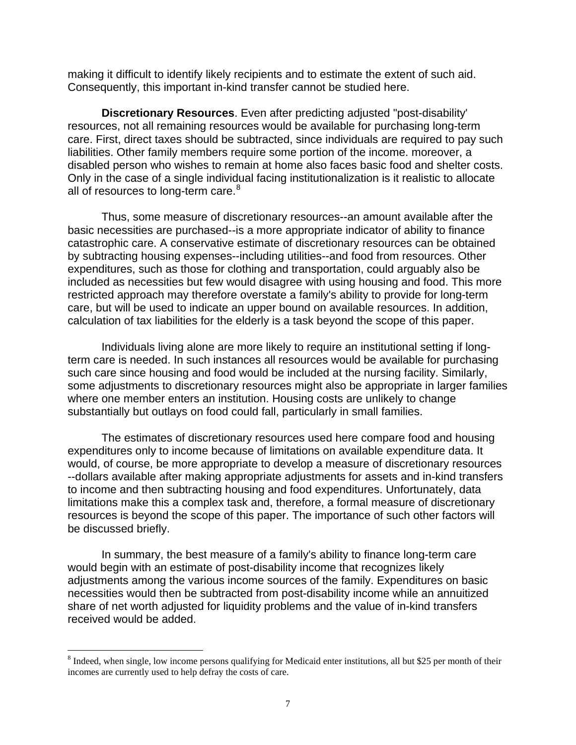making it difficult to identify likely recipients and to estimate the extent of such aid. Consequently, this important in-kind transfer cannot be studied here.

**Discretionary Resources**. Even after predicting adjusted "post-disability' resources, not all remaining resources would be available for purchasing long-term care. First, direct taxes should be subtracted, since individuals are required to pay such liabilities. Other family members require some portion of the income. moreover, a disabled person who wishes to remain at home also faces basic food and shelter costs. Only in the case of a single individual facing institutionalization is it realistic to allocate all of resources to long-term care.[8]

Thus, some measure of discretionary resources--an amount available after the basic necessities are purchased--is a more appropriate indicator of ability to finance catastrophic care. A conservative estimate of discretionary resources can be obtained by subtracting housing expenses--including utilities--and food from resources. Other expenditures, such as those for clothing and transportation, could arguably also be included as necessities but few would disagree with using housing and food. This more restricted approach may therefore overstate a family's ability to provide for long-term care, but will be used to indicate an upper bound on available resources. In addition, calculation of tax liabilities for the elderly is a task beyond the scope of this paper.

Individuals living alone are more likely to require an institutional setting if long-term care is needed. In such instances all resources would be available for purchasing such care since housing and food would be included at the nursing facility. Similarly, some adjustments to discretionary resources might also be appropriate in larger families where one member enters an institution. Housing costs are unlikely to change substantially but outlays on food could fall, particularly in small families.

The estimates of discretionary resources used here compare food and housing expenditures only to income because of limitations on available expenditure data. It would, of course, be more appropriate to develop a measure of discretionary resources --dollars available after making appropriate adjustments for assets and in-kind transfers to income and then subtracting housing and food expenditures. Unfortunately, data limitations make this a complex task and, therefore, a formal measure of discretionary resources is beyond the scope of this paper. The importance of such other factors will be discussed briefly.

In summary, the best measure of a family's ability to finance long-term care would begin with an estimate of post-disability income that recognizes likely adjustments among the various income sources of the family. Expenditures on basic necessities would then be subtracted from post-disability income while an annuitized share of net worth adjusted for liquidity problems and the value of in-kind transfers received would be added.

---

[8] Indeed, when single, low income persons qualifying for Medicaid enter institutions, all but $25 per month of their incomes are currently used to help defray the costs of care.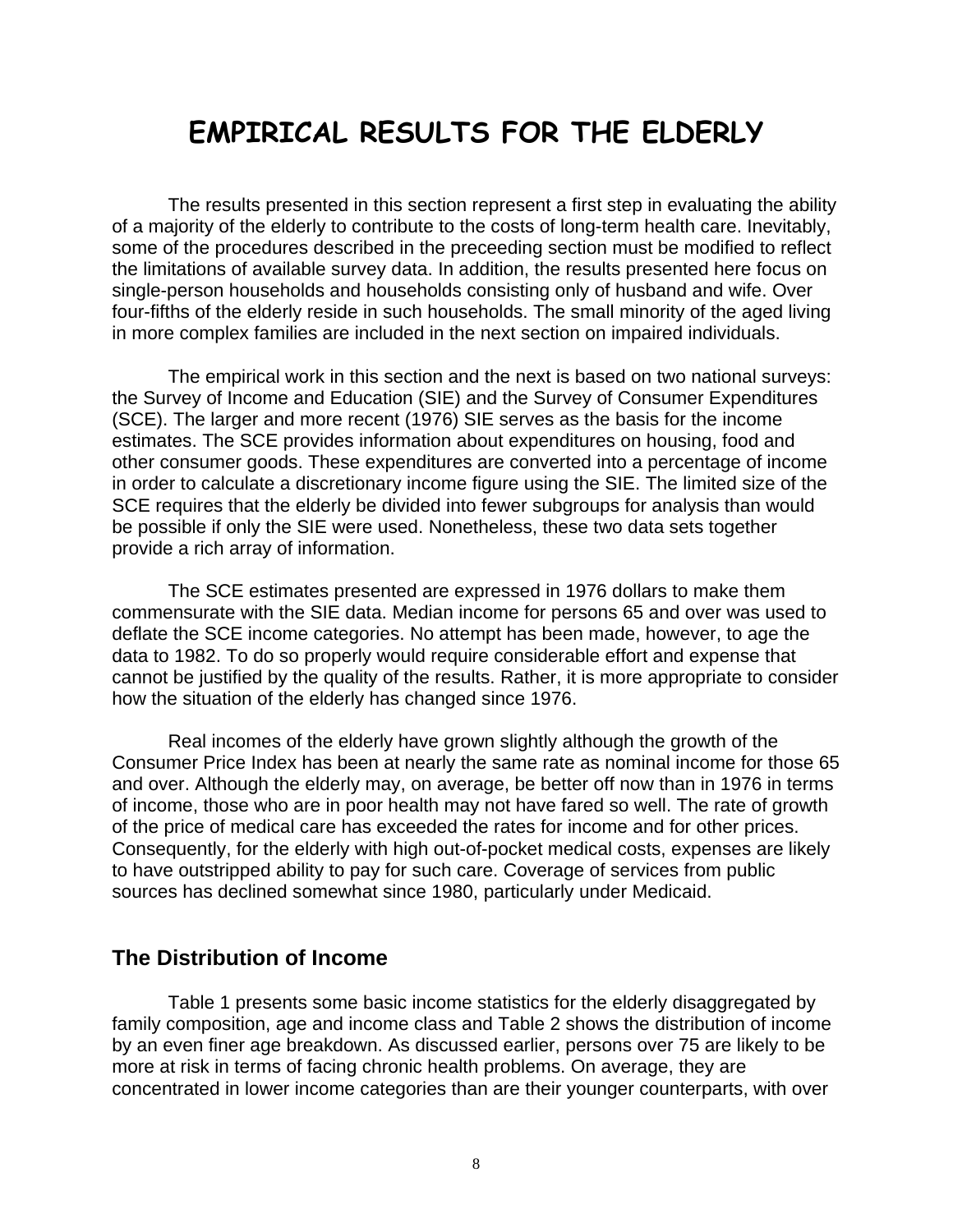# EMPIRICAL RESULTS FOR THE ELDERLY

The results presented in this section represent a first step in evaluating the ability of a majority of the elderly to contribute to the costs of long-term health care. Inevitably, some of the procedures described in the preceeding section must be modified to reflect the limitations of available survey data. In addition, the results presented here focus on single-person households and households consisting only of husband and wife. Over four-fifths of the elderly reside in such households. The small minority of the aged living in more complex families are included in the next section on impaired individuals.

The empirical work in this section and the next is based on two national surveys: the Survey of Income and Education (SIE) and the Survey of Consumer Expenditures (SCE). The larger and more recent (1976) SIE serves as the basis for the income estimates. The SCE provides information about expenditures on housing, food and other consumer goods. These expenditures are converted into a percentage of income in order to calculate a discretionary income figure using the SIE. The limited size of the SCE requires that the elderly be divided into fewer subgroups for analysis than would be possible if only the SIE were used. Nonetheless, these two data sets together provide a rich array of information.

The SCE estimates presented are expressed in 1976 dollars to make them commensurate with the SIE data. Median income for persons 65 and over was used to deflate the SCE income categories. No attempt has been made, however, to age the data to 1982. To do so properly would require considerable effort and expense that cannot be justified by the quality of the results. Rather, it is more appropriate to consider how the situation of the elderly has changed since 1976.

Real incomes of the elderly have grown slightly although the growth of the Consumer Price Index has been at nearly the same rate as nominal income for those 65 and over. Although the elderly may, on average, be better off now than in 1976 in terms of income, those who are in poor health may not have fared so well. The rate of growth of the price of medical care has exceeded the rates for income and for other prices. Consequently, for the elderly with high out-of-pocket medical costs, expenses are likely to have outstripped ability to pay for such care. Coverage of services from public sources has declined somewhat since 1980, particularly under Medicaid.

## The Distribution of Income

Table 1 presents some basic income statistics for the elderly disaggregated by family composition, age and income class and Table 2 shows the distribution of income by an even finer age breakdown. As discussed earlier, persons over 75 are likely to be more at risk in terms of facing chronic health problems. On average, they are concentrated in lower income categories than are their younger counterparts, with over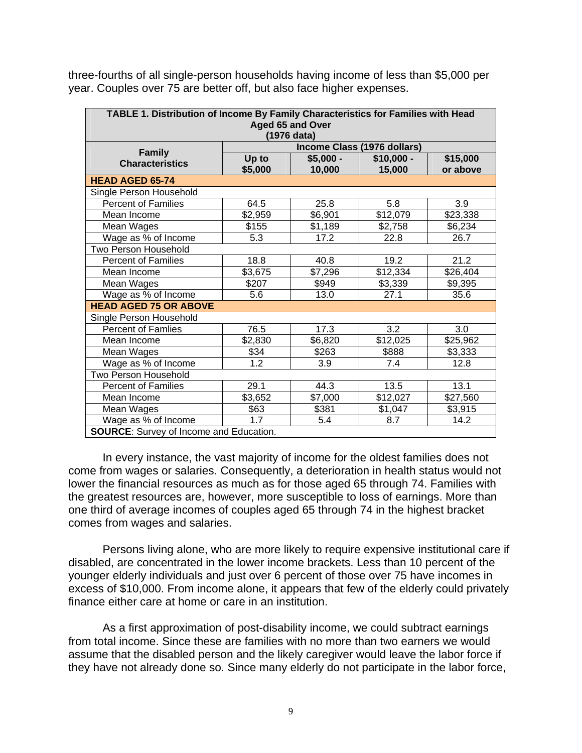three-fourths of all single-person households having income of less than $5,000 per year. Couples over 75 are better off, but also face higher expenses.

**TABLE 1. Distribution of Income By Family Characteristics for Families with Head Aged 65 and Over (1976 data)**

| Family Characteristics | Income Class (1976 dollars) | | | |
|---|---|---|---|---|
| | Up to $5,000 | $5,000 - 10,000 | $10,000 - 15,000 | $15,000 or above |
| **HEAD AGED 65-74** | | | | |
| Single Person Household | | | | |
| Percent of Families | 64.5 | 25.8 | 5.8 | 3.9 |
| Mean Income | $2,959 | $6,901 | $12,079 | $23,338 |
| Mean Wages | $155 | $1,189 | $2,758 | $6,234 |
| Wage as % of Income | 5.3 | 17.2 | 22.8 | 26.7 |
| Two Person Household | | | | |
| Percent of Families | 18.8 | 40.8 | 19.2 | 21.2 |
| Mean Income | $3,675 | $7,296 | $12,334 | $26,404 |
| Mean Wages | $207 | $949 | $3,339 | $9,395 |
| Wage as % of Income | 5.6 | 13.0 | 27.1 | 35.6 |
| **HEAD AGED 75 OR ABOVE** | | | | |
| Single Person Household | | | | |
| Percent of Famlies | 76.5 | 17.3 | 3.2 | 3.0 |
| Mean Income | $2,830 | $6,820 | $12,025 | $25,962 |
| Mean Wages | $34 | $263 | $888 | $3,333 |
| Wage as % of Income | 1.2 | 3.9 | 7.4 | 12.8 |
| Two Person Household | | | | |
| Percent of Families | 29.1 | 44.3 | 13.5 | 13.1 |
| Mean Income | $3,652 | $7,000 | $12,027 | $27,560 |
| Mean Wages | $63 | $381 | $1,047 | $3,915 |
| Wage as % of Income | 1.7 | 5.4 | 8.7 | 14.2 |

**SOURCE**: Survey of Income and Education.

In every instance, the vast majority of income for the oldest families does not come from wages or salaries. Consequently, a deterioration in health status would not lower the financial resources as much as for those aged 65 through 74. Families with the greatest resources are, however, more susceptible to loss of earnings. More than one third of average incomes of couples aged 65 through 74 in the highest bracket comes from wages and salaries.

Persons living alone, who are more likely to require expensive institutional care if disabled, are concentrated in the lower income brackets. Less than 10 percent of the younger elderly individuals and just over 6 percent of those over 75 have incomes in excess of $10,000. From income alone, it appears that few of the elderly could privately finance either care at home or care in an institution.

As a first approximation of post-disability income, we could subtract earnings from total income. Since these are families with no more than two earners we would assume that the disabled person and the likely caregiver would leave the labor force if they have not already done so. Since many elderly do not participate in the labor force,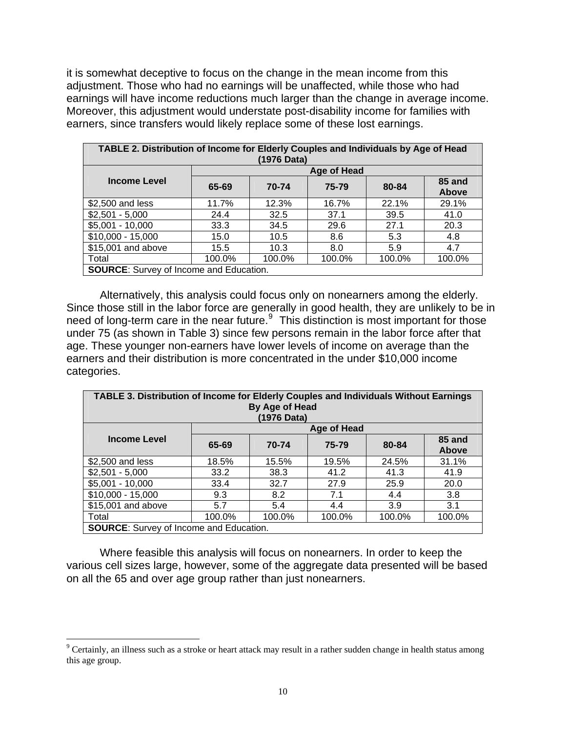it is somewhat deceptive to focus on the change in the mean income from this adjustment. Those who had no earnings will be unaffected, while those who had earnings will have income reductions much larger than the change in average income. Moreover, this adjustment would understate post-disability income for families with earners, since transfers would likely replace some of these lost earnings.

| TABLE 2. Distribution of Income for Elderly Couples and Individuals by Age of Head (1976 Data) | | | | | |
|---|---|---|---|---|---|
| Income Level | Age of Head | | | | |
| | 65-69 | 70-74 | 75-79 | 80-84 | 85 and Above |
| $2,500 and less | 11.7% | 12.3% | 16.7% | 22.1% | 29.1% |
| $2,501 - 5,000 | 24.4 | 32.5 | 37.1 | 39.5 | 41.0 |
| $5,001 - 10,000 | 33.3 | 34.5 | 29.6 | 27.1 | 20.3 |
| $10,000 - 15,000 | 15.0 | 10.5 | 8.6 | 5.3 | 4.8 |
| $15,001 and above | 15.5 | 10.3 | 8.0 | 5.9 | 4.7 |
| Total | 100.0% | 100.0% | 100.0% | 100.0% | 100.0% |
| **SOURCE**: Survey of Income and Education. | | | | | |

Alternatively, this analysis could focus only on nonearners among the elderly. Since those still in the labor force are generally in good health, they are unlikely to be in need of long-term care in the near future.[9] This distinction is most important for those under 75 (as shown in Table 3) since few persons remain in the labor force after that age. These younger non-earners have lower levels of income on average than the earners and their distribution is more concentrated in the under $10,000 income categories.

| TABLE 3. Distribution of Income for Elderly Couples and Individuals Without Earnings By Age of Head (1976 Data) | | | | | |
|---|---|---|---|---|---|
| Income Level | Age of Head | | | | |
| | 65-69 | 70-74 | 75-79 | 80-84 | 85 and Above |
| $2,500 and less | 18.5% | 15.5% | 19.5% | 24.5% | 31.1% |
| $2,501 - 5,000 | 33.2 | 38.3 | 41.2 | 41.3 | 41.9 |
| $5,001 - 10,000 | 33.4 | 32.7 | 27.9 | 25.9 | 20.0 |
| $10,000 - 15,000 | 9.3 | 8.2 | 7.1 | 4.4 | 3.8 |
| $15,001 and above | 5.7 | 5.4 | 4.4 | 3.9 | 3.1 |
| Total | 100.0% | 100.0% | 100.0% | 100.0% | 100.0% |
| **SOURCE**: Survey of Income and Education. | | | | | |

Where feasible this analysis will focus on nonearners. In order to keep the various cell sizes large, however, some of the aggregate data presented will be based on all the 65 and over age group rather than just nonearners.

[9] Certainly, an illness such as a stroke or heart attack may result in a rather sudden change in health status among this age group.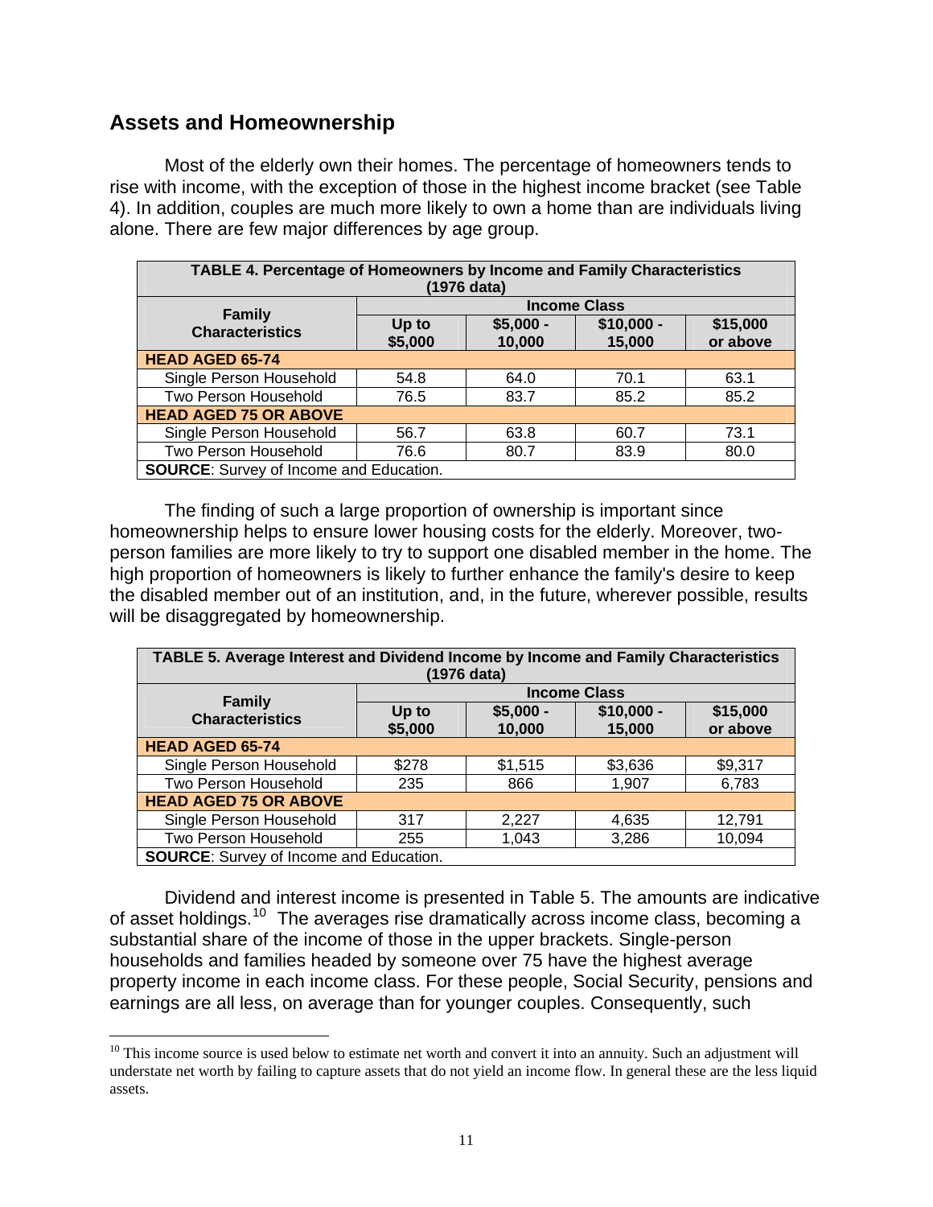## Assets and Homeownership

Most of the elderly own their homes. The percentage of homeowners tends to rise with income, with the exception of those in the highest income bracket (see Table 4). In addition, couples are much more likely to own a home than are individuals living alone. There are few major differences by age group.

| TABLE 4. Percentage of Homeowners by Income and Family Characteristics (1976 data) | | | | |
|---|---|---|---|---|
| Family Characteristics | Income Class | | | |
| | Up to $5,000 | $5,000 - 10,000 | $10,000 - 15,000 | $15,000 or above |
| **HEAD AGED 65-74** | | | | |
| Single Person Household | 54.8 | 64.0 | 70.1 | 63.1 |
| Two Person Household | 76.5 | 83.7 | 85.2 | 85.2 |
| **HEAD AGED 75 OR ABOVE** | | | | |
| Single Person Household | 56.7 | 63.8 | 60.7 | 73.1 |
| Two Person Household | 76.6 | 80.7 | 83.9 | 80.0 |
| **SOURCE**: Survey of Income and Education. | | | | |

The finding of such a large proportion of ownership is important since homeownership helps to ensure lower housing costs for the elderly. Moreover, two-person families are more likely to try to support one disabled member in the home. The high proportion of homeowners is likely to further enhance the family's desire to keep the disabled member out of an institution, and, in the future, wherever possible, results will be disaggregated by homeownership.

| TABLE 5. Average Interest and Dividend Income by Income and Family Characteristics (1976 data) | | | | |
|---|---|---|---|---|
| Family Characteristics | Income Class | | | |
| | Up to $5,000 | $5,000 - 10,000 | $10,000 - 15,000 | $15,000 or above |
| **HEAD AGED 65-74** | | | | |
| Single Person Household | $278 | $1,515 | $3,636 | $9,317 |
| Two Person Household | 235 | 866 | 1,907 | 6,783 |
| **HEAD AGED 75 OR ABOVE** | | | | |
| Single Person Household | 317 | 2,227 | 4,635 | 12,791 |
| Two Person Household | 255 | 1,043 | 3,286 | 10,094 |
| **SOURCE**: Survey of Income and Education. | | | | |

Dividend and interest income is presented in Table 5. The amounts are indicative of asset holdings.[10] The averages rise dramatically across income class, becoming a substantial share of the income of those in the upper brackets. Single-person households and families headed by someone over 75 have the highest average property income in each income class. For these people, Social Security, pensions and earnings are all less, on average than for younger couples. Consequently, such

[10] This income source is used below to estimate net worth and convert it into an annuity. Such an adjustment will understate net worth by failing to capture assets that do not yield an income flow. In general these are the less liquid assets.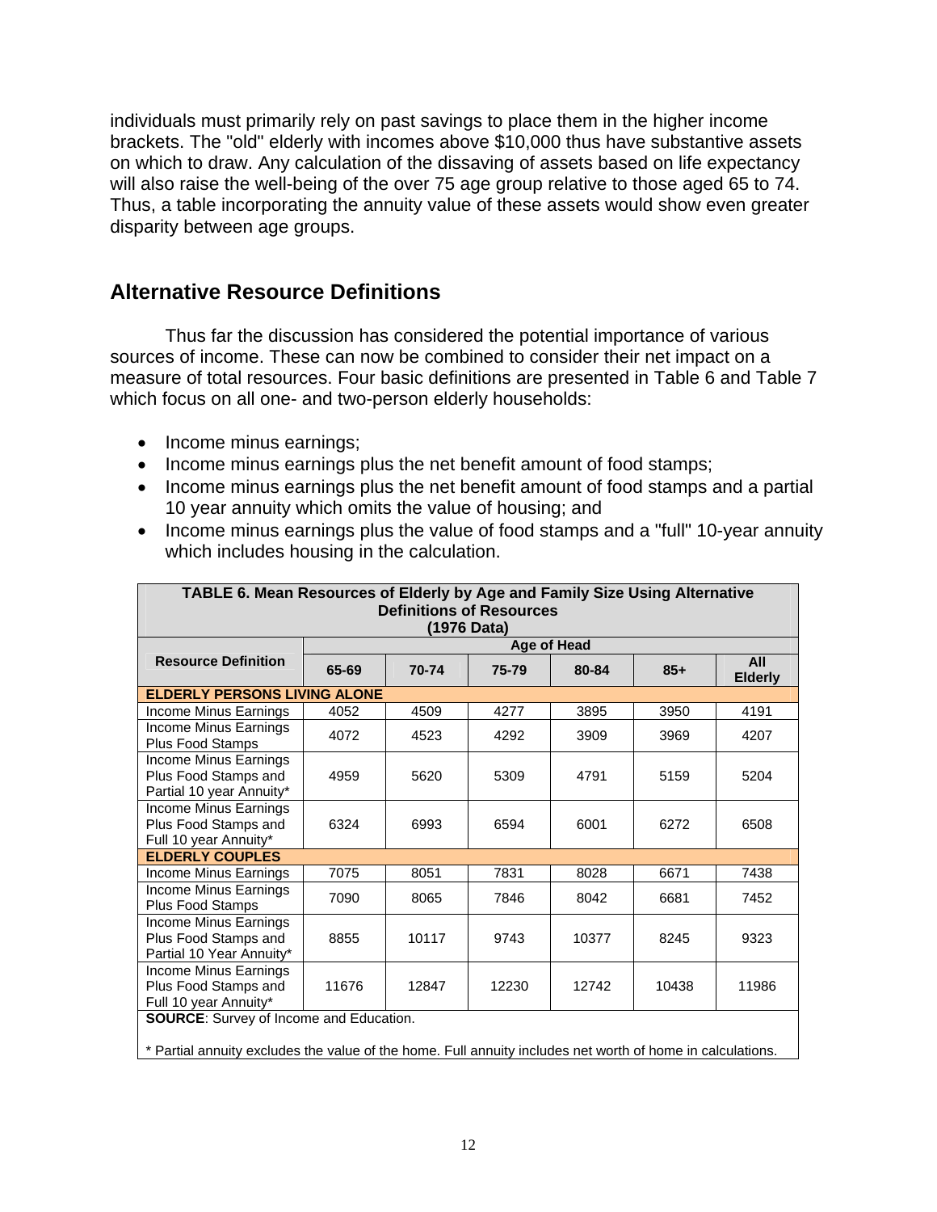individuals must primarily rely on past savings to place them in the higher income brackets. The "old" elderly with incomes above $10,000 thus have substantive assets on which to draw. Any calculation of the dissaving of assets based on life expectancy will also raise the well-being of the over 75 age group relative to those aged 65 to 74. Thus, a table incorporating the annuity value of these assets would show even greater disparity between age groups.

## Alternative Resource Definitions

Thus far the discussion has considered the potential importance of various sources of income. These can now be combined to consider their net impact on a measure of total resources. Four basic definitions are presented in Table 6 and Table 7 which focus on all one- and two-person elderly households:

- Income minus earnings;
- Income minus earnings plus the net benefit amount of food stamps;
- Income minus earnings plus the net benefit amount of food stamps and a partial 10 year annuity which omits the value of housing; and
- Income minus earnings plus the value of food stamps and a "full" 10-year annuity which includes housing in the calculation.

**TABLE 6. Mean Resources of Elderly by Age and Family Size Using Alternative Definitions of Resources (1976 Data)**

| Resource Definition | Age of Head | | | | | |
|---|---|---|---|---|---|---|
| | 65-69 | 70-74 | 75-79 | 80-84 | 85+ | All Elderly |
| **ELDERLY PERSONS LIVING ALONE** | | | | | | |
| Income Minus Earnings | 4052 | 4509 | 4277 | 3895 | 3950 | 4191 |
| Income Minus Earnings Plus Food Stamps | 4072 | 4523 | 4292 | 3909 | 3969 | 4207 |
| Income Minus Earnings Plus Food Stamps and Partial 10 year Annuity* | 4959 | 5620 | 5309 | 4791 | 5159 | 5204 |
| Income Minus Earnings Plus Food Stamps and Full 10 year Annuity* | 6324 | 6993 | 6594 | 6001 | 6272 | 6508 |
| **ELDERLY COUPLES** | | | | | | |
| Income Minus Earnings | 7075 | 8051 | 7831 | 8028 | 6671 | 7438 |
| Income Minus Earnings Plus Food Stamps | 7090 | 8065 | 7846 | 8042 | 6681 | 7452 |
| Income Minus Earnings Plus Food Stamps and Partial 10 Year Annuity* | 8855 | 10117 | 9743 | 10377 | 8245 | 9323 |
| Income Minus Earnings Plus Food Stamps and Full 10 year Annuity* | 11676 | 12847 | 12230 | 12742 | 10438 | 11986 |

**SOURCE**: Survey of Income and Education.

* Partial annuity excludes the value of the home. Full annuity includes net worth of home in calculations.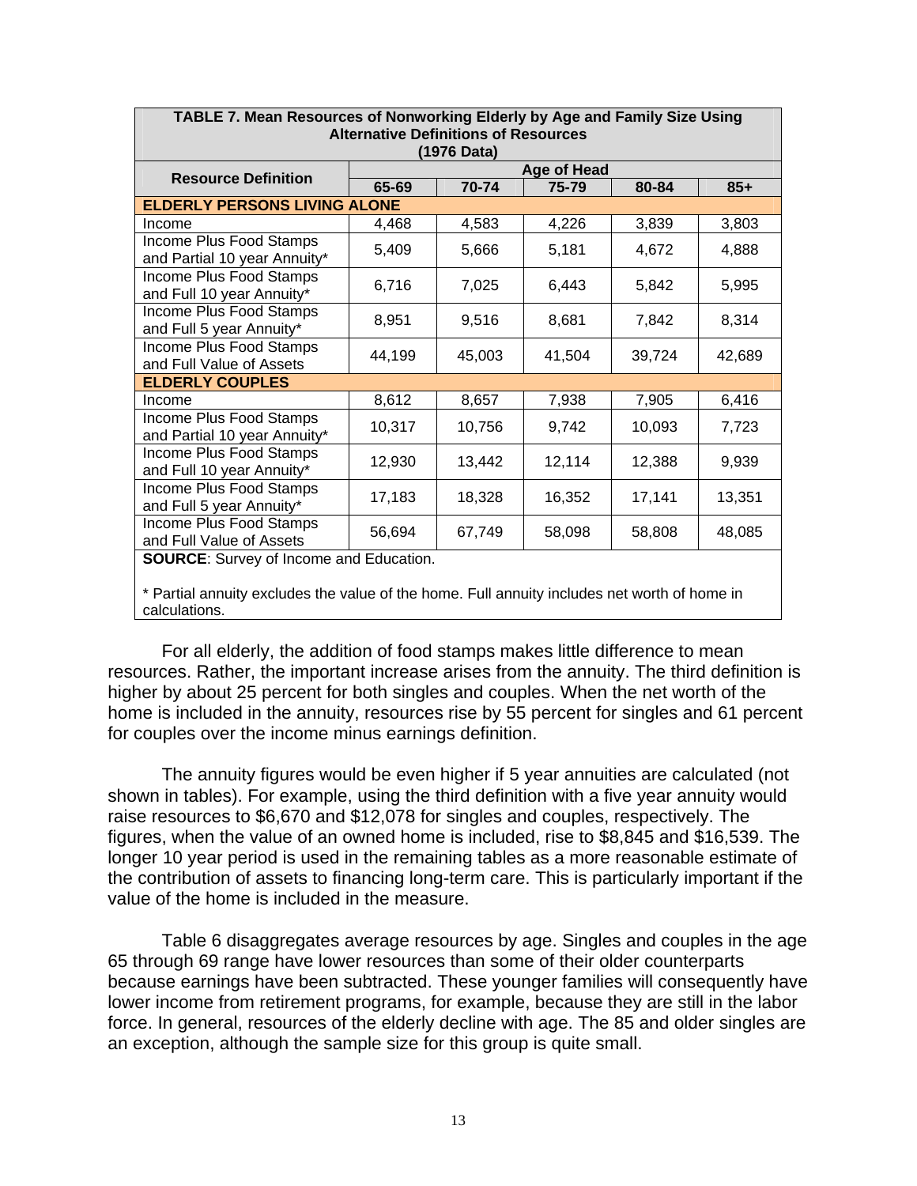| **TABLE 7. Mean Resources of Nonworking Elderly by Age and Family Size Using Alternative Definitions of Resources (1976 Data)** | | | | | |
|---|---|---|---|---|---|
| **Resource Definition** | **Age of Head** | | | | |
| | **65-69** | **70-74** | **75-79** | **80-84** | **85+** |
| **ELDERLY PERSONS LIVING ALONE** | | | | | |
| Income | 4,468 | 4,583 | 4,226 | 3,839 | 3,803 |
| Income Plus Food Stamps and Partial 10 year Annuity* | 5,409 | 5,666 | 5,181 | 4,672 | 4,888 |
| Income Plus Food Stamps and Full 10 year Annuity* | 6,716 | 7,025 | 6,443 | 5,842 | 5,995 |
| Income Plus Food Stamps and Full 5 year Annuity* | 8,951 | 9,516 | 8,681 | 7,842 | 8,314 |
| Income Plus Food Stamps and Full Value of Assets | 44,199 | 45,003 | 41,504 | 39,724 | 42,689 |
| **ELDERLY COUPLES** | | | | | |
| Income | 8,612 | 8,657 | 7,938 | 7,905 | 6,416 |
| Income Plus Food Stamps and Partial 10 year Annuity* | 10,317 | 10,756 | 9,742 | 10,093 | 7,723 |
| Income Plus Food Stamps and Full 10 year Annuity* | 12,930 | 13,442 | 12,114 | 12,388 | 9,939 |
| Income Plus Food Stamps and Full 5 year Annuity* | 17,183 | 18,328 | 16,352 | 17,141 | 13,351 |
| Income Plus Food Stamps and Full Value of Assets | 56,694 | 67,749 | 58,098 | 58,808 | 48,085 |

**SOURCE**: Survey of Income and Education.

* Partial annuity excludes the value of the home. Full annuity includes net worth of home in calculations.

For all elderly, the addition of food stamps makes little difference to mean resources. Rather, the important increase arises from the annuity. The third definition is higher by about 25 percent for both singles and couples. When the net worth of the home is included in the annuity, resources rise by 55 percent for singles and 61 percent for couples over the income minus earnings definition.

The annuity figures would be even higher if 5 year annuities are calculated (not shown in tables). For example, using the third definition with a five year annuity would raise resources to $6,670 and $12,078 for singles and couples, respectively. The figures, when the value of an owned home is included, rise to $8,845 and $16,539. The longer 10 year period is used in the remaining tables as a more reasonable estimate of the contribution of assets to financing long-term care. This is particularly important if the value of the home is included in the measure.

Table 6 disaggregates average resources by age. Singles and couples in the age 65 through 69 range have lower resources than some of their older counterparts because earnings have been subtracted. These younger families will consequently have lower income from retirement programs, for example, because they are still in the labor force. In general, resources of the elderly decline with age. The 85 and older singles are an exception, although the sample size for this group is quite small.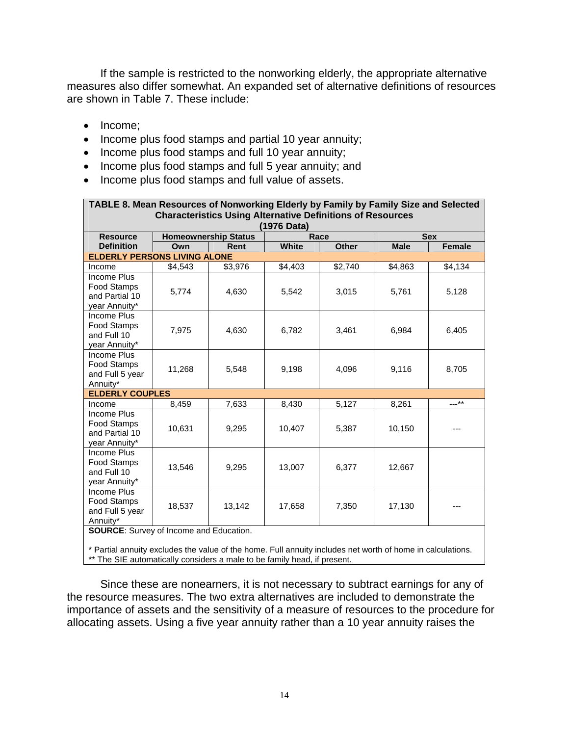If the sample is restricted to the nonworking elderly, the appropriate alternative measures also differ somewhat. An expanded set of alternative definitions of resources are shown in Table 7. These include:

- Income;
- Income plus food stamps and partial 10 year annuity;
- Income plus food stamps and full 10 year annuity;
- Income plus food stamps and full 5 year annuity; and
- Income plus food stamps and full value of assets.

**TABLE 8. Mean Resources of Nonworking Elderly by Family by Family Size and Selected Characteristics Using Alternative Definitions of Resources (1976 Data)**

| Resource Definition | Homeownership Status | | Race | | Sex | |
|---|---|---|---|---|---|---|
| | Own | Rent | White | Other | Male | Female |
| **ELDERLY PERSONS LIVING ALONE** | | | | | | |
| Income | $4,543 | $3,976 | $4,403 | $2,740 | $4,863 | $4,134 |
| Income Plus Food Stamps and Partial 10 year Annuity* | 5,774 | 4,630 | 5,542 | 3,015 | 5,761 | 5,128 |
| Income Plus Food Stamps and Full 10 year Annuity* | 7,975 | 4,630 | 6,782 | 3,461 | 6,984 | 6,405 |
| Income Plus Food Stamps and Full 5 year Annuity* | 11,268 | 5,548 | 9,198 | 4,096 | 9,116 | 8,705 |
| **ELDERLY COUPLES** | | | | | | |
| Income | 8,459 | 7,633 | 8,430 | 5,127 | 8,261 | ---** |
| Income Plus Food Stamps and Partial 10 year Annuity* | 10,631 | 9,295 | 10,407 | 5,387 | 10,150 | --- |
| Income Plus Food Stamps and Full 10 year Annuity* | 13,546 | 9,295 | 13,007 | 6,377 | 12,667 | |
| Income Plus Food Stamps and Full 5 year Annuity* | 18,537 | 13,142 | 17,658 | 7,350 | 17,130 | --- |

**SOURCE**: Survey of Income and Education.

\* Partial annuity excludes the value of the home. Full annuity includes net worth of home in calculations.
** The SIE automatically considers a male to be family head, if present.

Since these are nonearners, it is not necessary to subtract earnings for any of the resource measures. The two extra alternatives are included to demonstrate the importance of assets and the sensitivity of a measure of resources to the procedure for allocating assets. Using a five year annuity rather than a 10 year annuity raises the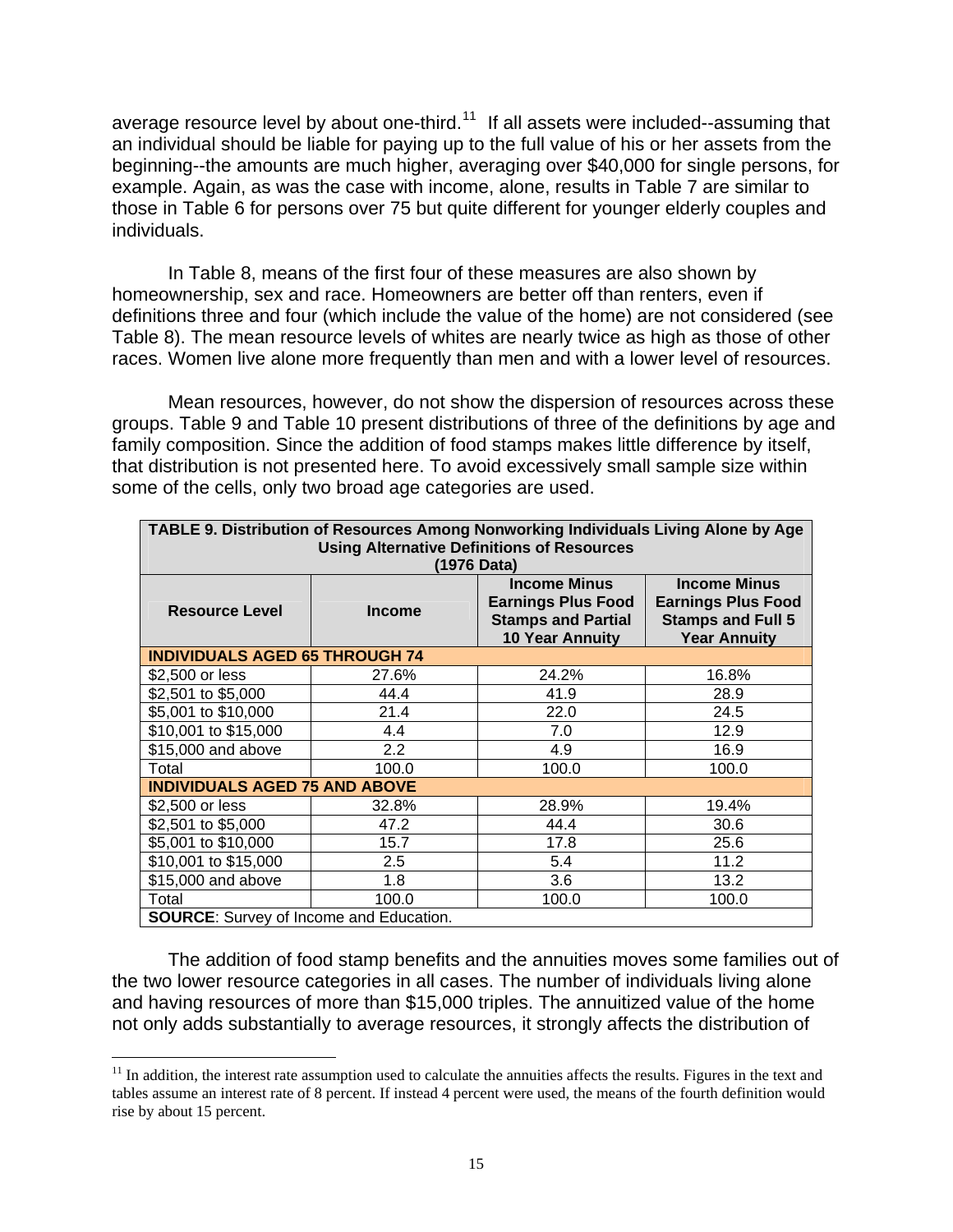average resource level by about one-third.[11] If all assets were included--assuming that an individual should be liable for paying up to the full value of his or her assets from the beginning--the amounts are much higher, averaging over $40,000 for single persons, for example. Again, as was the case with income, alone, results in Table 7 are similar to those in Table 6 for persons over 75 but quite different for younger elderly couples and individuals.

In Table 8, means of the first four of these measures are also shown by homeownership, sex and race. Homeowners are better off than renters, even if definitions three and four (which include the value of the home) are not considered (see Table 8). The mean resource levels of whites are nearly twice as high as those of other races. Women live alone more frequently than men and with a lower level of resources.

Mean resources, however, do not show the dispersion of resources across these groups. Table 9 and Table 10 present distributions of three of the definitions by age and family composition. Since the addition of food stamps makes little difference by itself, that distribution is not presented here. To avoid excessively small sample size within some of the cells, only two broad age categories are used.

**TABLE 9. Distribution of Resources Among Nonworking Individuals Living Alone by Age Using Alternative Definitions of Resources (1976 Data)**

| Resource Level | Income | Income Minus Earnings Plus Food Stamps and Partial 10 Year Annuity | Income Minus Earnings Plus Food Stamps and Full 5 Year Annuity |
|---|---|---|---|
| **INDIVIDUALS AGED 65 THROUGH 74** | | | |
| $2,500 or less | 27.6% | 24.2% | 16.8% |
| $2,501 to $5,000 | 44.4 | 41.9 | 28.9 |
| $5,001 to $10,000 | 21.4 | 22.0 | 24.5 |
| $10,001 to $15,000 | 4.4 | 7.0 | 12.9 |
| $15,000 and above | 2.2 | 4.9 | 16.9 |
| Total | 100.0 | 100.0 | 100.0 |
| **INDIVIDUALS AGED 75 AND ABOVE** | | | |
| $2,500 or less | 32.8% | 28.9% | 19.4% |
| $2,501 to $5,000 | 47.2 | 44.4 | 30.6 |
| $5,001 to $10,000 | 15.7 | 17.8 | 25.6 |
| $10,001 to $15,000 | 2.5 | 5.4 | 11.2 |
| $15,000 and above | 1.8 | 3.6 | 13.2 |
| Total | 100.0 | 100.0 | 100.0 |

**SOURCE**: Survey of Income and Education.

The addition of food stamp benefits and the annuities moves some families out of the two lower resource categories in all cases. The number of individuals living alone and having resources of more than $15,000 triples. The annuitized value of the home not only adds substantially to average resources, it strongly affects the distribution of

[11] In addition, the interest rate assumption used to calculate the annuities affects the results. Figures in the text and tables assume an interest rate of 8 percent. If instead 4 percent were used, the means of the fourth definition would rise by about 15 percent.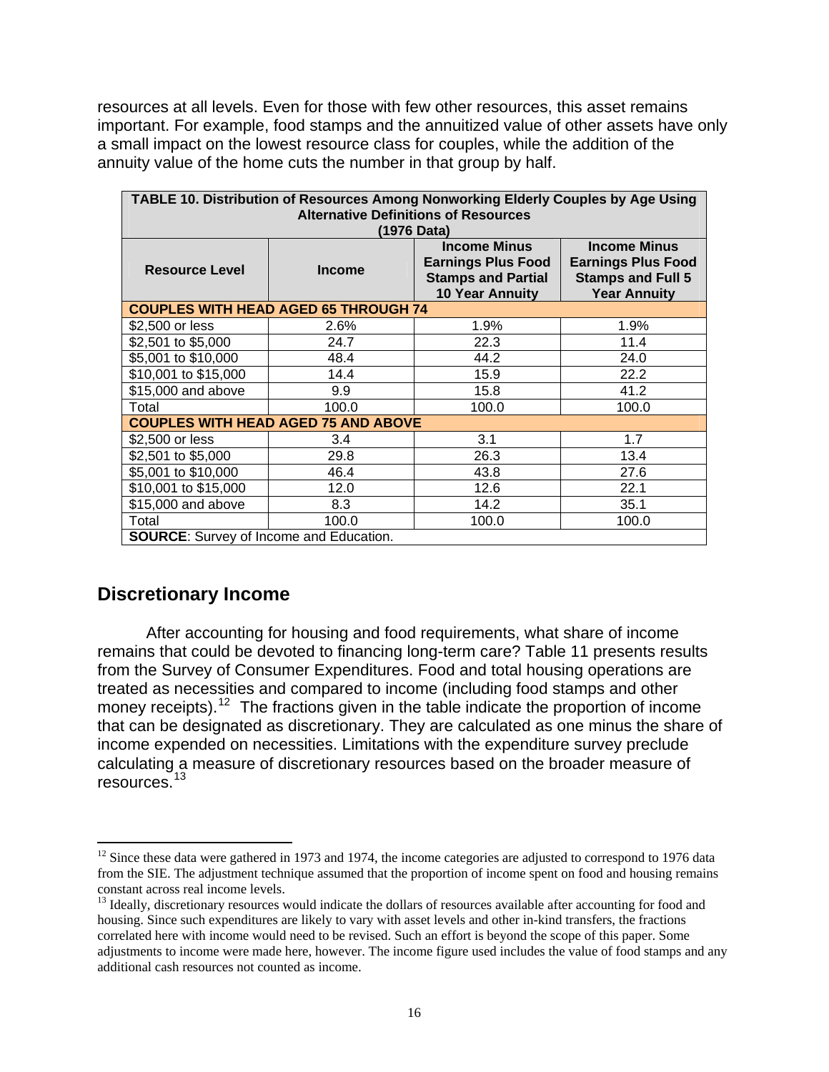resources at all levels. Even for those with few other resources, this asset remains important. For example, food stamps and the annuitized value of other assets have only a small impact on the lowest resource class for couples, while the addition of the annuity value of the home cuts the number in that group by half.

**TABLE 10. Distribution of Resources Among Nonworking Elderly Couples by Age Using Alternative Definitions of Resources (1976 Data)**

| Resource Level | Income | Income Minus Earnings Plus Food Stamps and Partial 10 Year Annuity | Income Minus Earnings Plus Food Stamps and Full 5 Year Annuity |
|---|---|---|---|
| **COUPLES WITH HEAD AGED 65 THROUGH 74** | | | |
| $2,500 or less | 2.6% | 1.9% | 1.9% |
| $2,501 to $5,000 | 24.7 | 22.3 | 11.4 |
| $5,001 to $10,000 | 48.4 | 44.2 | 24.0 |
| $10,001 to $15,000 | 14.4 | 15.9 | 22.2 |
| $15,000 and above | 9.9 | 15.8 | 41.2 |
| Total | 100.0 | 100.0 | 100.0 |
| **COUPLES WITH HEAD AGED 75 AND ABOVE** | | | |
| $2,500 or less | 3.4 | 3.1 | 1.7 |
| $2,501 to $5,000 | 29.8 | 26.3 | 13.4 |
| $5,001 to $10,000 | 46.4 | 43.8 | 27.6 |
| $10,001 to $15,000 | 12.0 | 12.6 | 22.1 |
| $15,000 and above | 8.3 | 14.2 | 35.1 |
| Total | 100.0 | 100.0 | 100.0 |

**SOURCE**: Survey of Income and Education.

## Discretionary Income

After accounting for housing and food requirements, what share of income remains that could be devoted to financing long-term care? Table 11 presents results from the Survey of Consumer Expenditures. Food and total housing operations are treated as necessities and compared to income (including food stamps and other money receipts).[12] The fractions given in the table indicate the proportion of income that can be designated as discretionary. They are calculated as one minus the share of income expended on necessities. Limitations with the expenditure survey preclude calculating a measure of discretionary resources based on the broader measure of resources.[13]

---

[12] Since these data were gathered in 1973 and 1974, the income categories are adjusted to correspond to 1976 data from the SIE. The adjustment technique assumed that the proportion of income spent on food and housing remains constant across real income levels.

[13] Ideally, discretionary resources would indicate the dollars of resources available after accounting for food and housing. Since such expenditures are likely to vary with asset levels and other in-kind transfers, the fractions correlated here with income would need to be revised. Such an effort is beyond the scope of this paper. Some adjustments to income were made here, however. The income figure used includes the value of food stamps and any additional cash resources not counted as income.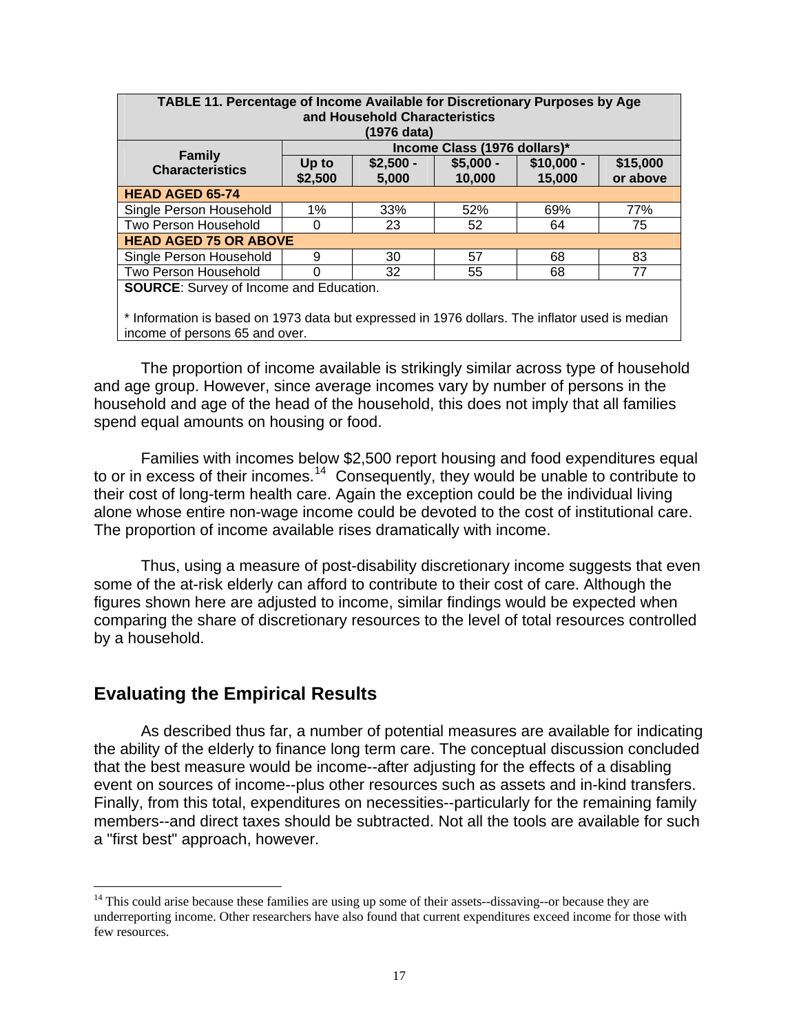**TABLE 11. Percentage of Income Available for Discretionary Purposes by Age and Household Characteristics (1976 data)**

| Family Characteristics | Income Class (1976 dollars)* | | | | |
|---|---|---|---|---|---|
| | Up to $2,500 | $2,500 - 5,000 | $5,000 - 10,000 | $10,000 - 15,000 | $15,000 or above |
| **HEAD AGED 65-74** | | | | | |
| Single Person Household | 1% | 33% | 52% | 69% | 77% |
| Two Person Household | 0 | 23 | 52 | 64 | 75 |
| **HEAD AGED 75 OR ABOVE** | | | | | |
| Single Person Household | 9 | 30 | 57 | 68 | 83 |
| Two Person Household | 0 | 32 | 55 | 68 | 77 |

**SOURCE**: Survey of Income and Education.

\* Information is based on 1973 data but expressed in 1976 dollars. The inflator used is median income of persons 65 and over.

The proportion of income available is strikingly similar across type of household and age group. However, since average incomes vary by number of persons in the household and age of the head of the household, this does not imply that all families spend equal amounts on housing or food.

Families with incomes below $2,500 report housing and food expenditures equal to or in excess of their incomes.[14] Consequently, they would be unable to contribute to their cost of long-term health care. Again the exception could be the individual living alone whose entire non-wage income could be devoted to the cost of institutional care. The proportion of income available rises dramatically with income.

Thus, using a measure of post-disability discretionary income suggests that even some of the at-risk elderly can afford to contribute to their cost of care. Although the figures shown here are adjusted to income, similar findings would be expected when comparing the share of discretionary resources to the level of total resources controlled by a household.

## Evaluating the Empirical Results

As described thus far, a number of potential measures are available for indicating the ability of the elderly to finance long term care. The conceptual discussion concluded that the best measure would be income--after adjusting for the effects of a disabling event on sources of income--plus other resources such as assets and in-kind transfers. Finally, from this total, expenditures on necessities--particularly for the remaining family members--and direct taxes should be subtracted. Not all the tools are available for such a "first best" approach, however.

[14] This could arise because these families are using up some of their assets--dissaving--or because they are underreporting income. Other researchers have also found that current expenditures exceed income for those with few resources.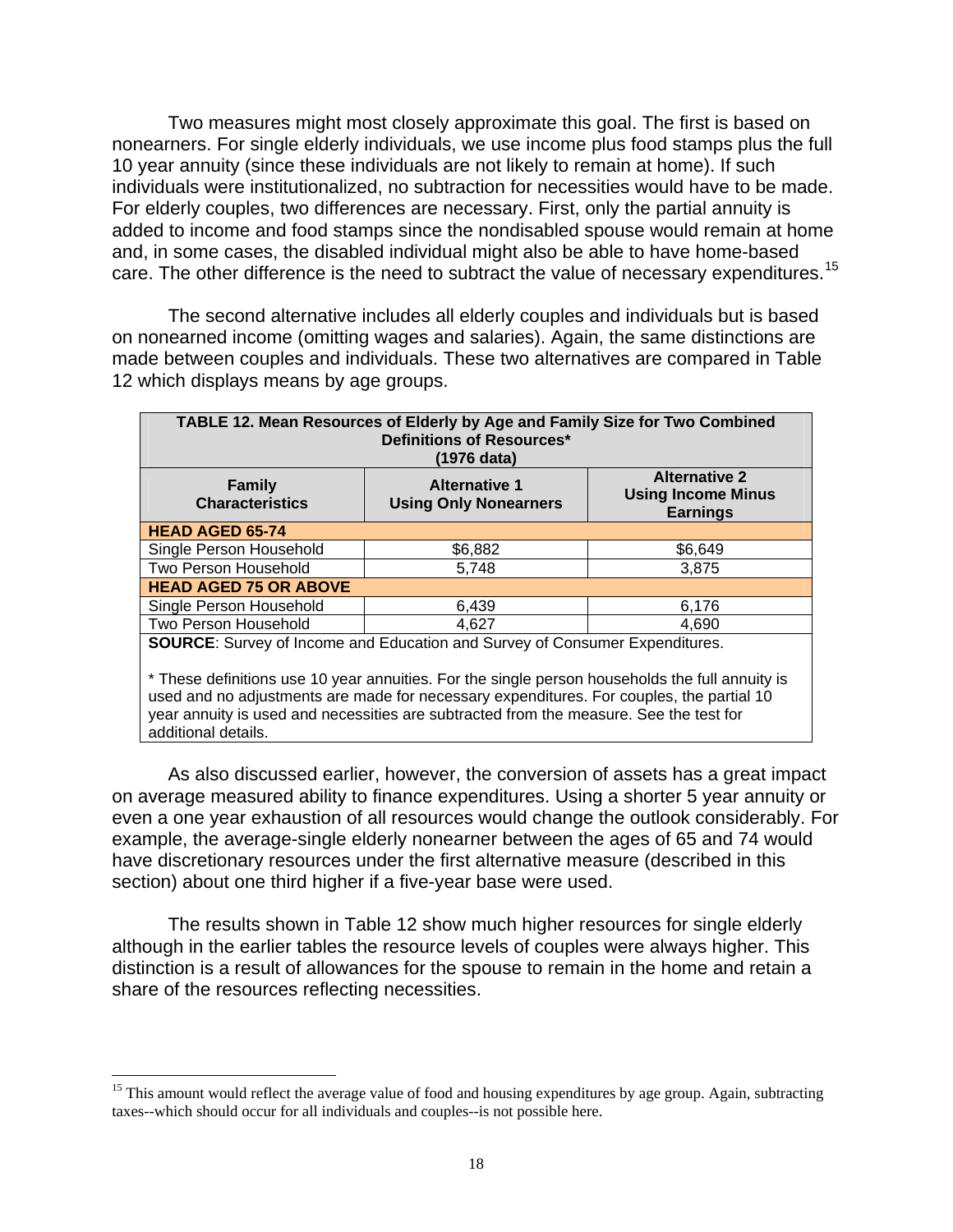Two measures might most closely approximate this goal. The first is based on nonearners. For single elderly individuals, we use income plus food stamps plus the full 10 year annuity (since these individuals are not likely to remain at home). If such individuals were institutionalized, no subtraction for necessities would have to be made. For elderly couples, two differences are necessary. First, only the partial annuity is added to income and food stamps since the nondisabled spouse would remain at home and, in some cases, the disabled individual might also be able to have home-based care. The other difference is the need to subtract the value of necessary expenditures.[15]

The second alternative includes all elderly couples and individuals but is based on nonearned income (omitting wages and salaries). Again, the same distinctions are made between couples and individuals. These two alternatives are compared in Table 12 which displays means by age groups.

**TABLE 12. Mean Resources of Elderly by Age and Family Size for Two Combined Definitions of Resources* (1976 data)**

| Family Characteristics | Alternative 1 Using Only Nonearners | Alternative 2 Using Income Minus Earnings |
|---|---|---|
| **HEAD AGED 65-74** | | |
| Single Person Household | $6,882 | $6,649 |
| Two Person Household | 5,748 | 3,875 |
| **HEAD AGED 75 OR ABOVE** | | |
| Single Person Household | 6,439 | 6,176 |
| Two Person Household | 4,627 | 4,690 |

**SOURCE**: Survey of Income and Education and Survey of Consumer Expenditures.

* These definitions use 10 year annuities. For the single person households the full annuity is used and no adjustments are made for necessary expenditures. For couples, the partial 10 year annuity is used and necessities are subtracted from the measure. See the test for additional details.

As also discussed earlier, however, the conversion of assets has a great impact on average measured ability to finance expenditures. Using a shorter 5 year annuity or even a one year exhaustion of all resources would change the outlook considerably. For example, the average-single elderly nonearner between the ages of 65 and 74 would have discretionary resources under the first alternative measure (described in this section) about one third higher if a five-year base were used.

The results shown in Table 12 show much higher resources for single elderly although in the earlier tables the resource levels of couples were always higher. This distinction is a result of allowances for the spouse to remain in the home and retain a share of the resources reflecting necessities.

[15] This amount would reflect the average value of food and housing expenditures by age group. Again, subtracting taxes--which should occur for all individuals and couples--is not possible here.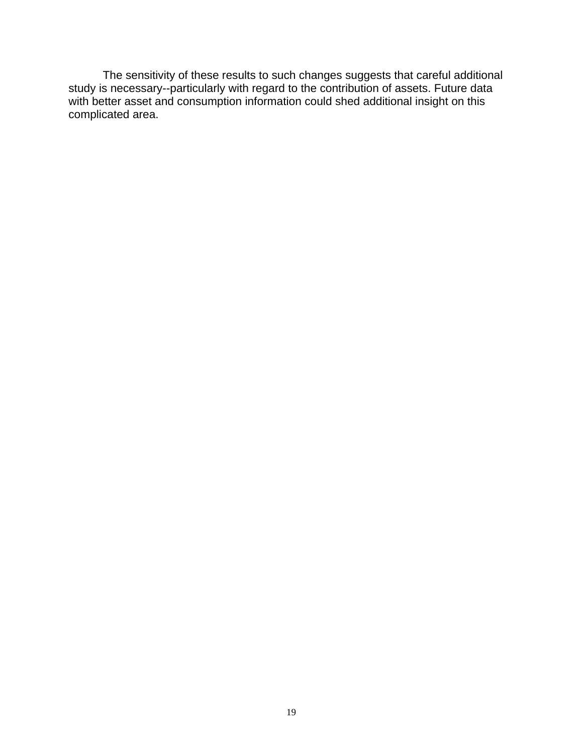The sensitivity of these results to such changes suggests that careful additional study is necessary--particularly with regard to the contribution of assets. Future data with better asset and consumption information could shed additional insight on this complicated area.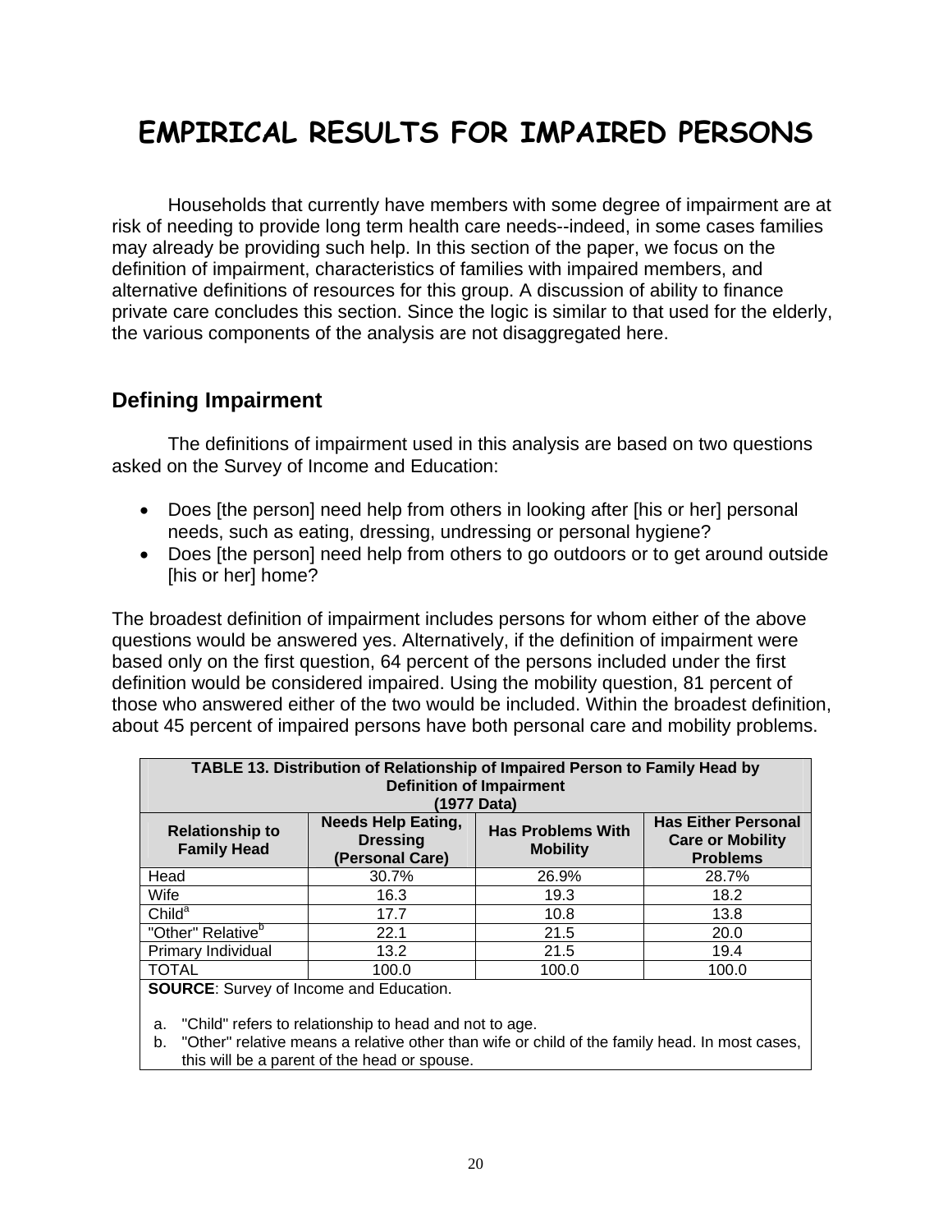# EMPIRICAL RESULTS FOR IMPAIRED PERSONS

Households that currently have members with some degree of impairment are at risk of needing to provide long term health care needs--indeed, in some cases families may already be providing such help. In this section of the paper, we focus on the definition of impairment, characteristics of families with impaired members, and alternative definitions of resources for this group. A discussion of ability to finance private care concludes this section. Since the logic is similar to that used for the elderly, the various components of the analysis are not disaggregated here.

## Defining Impairment

The definitions of impairment used in this analysis are based on two questions asked on the Survey of Income and Education:

- Does [the person] need help from others in looking after [his or her] personal needs, such as eating, dressing, undressing or personal hygiene?
- Does [the person] need help from others to go outdoors or to get around outside [his or her] home?

The broadest definition of impairment includes persons for whom either of the above questions would be answered yes. Alternatively, if the definition of impairment were based only on the first question, 64 percent of the persons included under the first definition would be considered impaired. Using the mobility question, 81 percent of those who answered either of the two would be included. Within the broadest definition, about 45 percent of impaired persons have both personal care and mobility problems.

**TABLE 13. Distribution of Relationship of Impaired Person to Family Head by Definition of Impairment (1977 Data)**

| Relationship to Family Head | Needs Help Eating, Dressing (Personal Care) | Has Problems With Mobility | Has Either Personal Care or Mobility Problems |
|---|---|---|---|
| Head | 30.7% | 26.9% | 28.7% |
| Wife | 16.3 | 19.3 | 18.2 |
| Child[a] | 17.7 | 10.8 | 13.8 |
| "Other" Relative[b] | 22.1 | 21.5 | 20.0 |
| Primary Individual | 13.2 | 21.5 | 19.4 |
| TOTAL | 100.0 | 100.0 | 100.0 |

**SOURCE**: Survey of Income and Education.

a. "Child" refers to relationship to head and not to age.

b. "Other" relative means a relative other than wife or child of the family head. In most cases, this will be a parent of the head or spouse.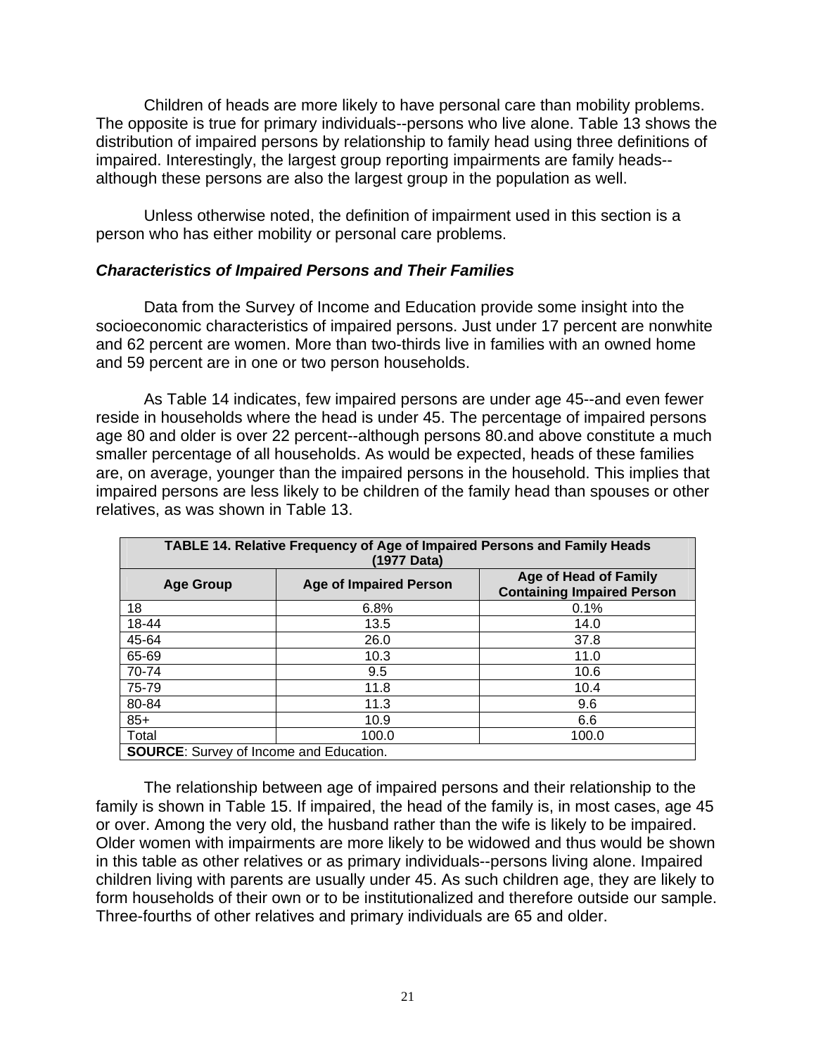Children of heads are more likely to have personal care than mobility problems. The opposite is true for primary individuals--persons who live alone. Table 13 shows the distribution of impaired persons by relationship to family head using three definitions of impaired. Interestingly, the largest group reporting impairments are family heads--although these persons are also the largest group in the population as well.

Unless otherwise noted, the definition of impairment used in this section is a person who has either mobility or personal care problems.

### *Characteristics of Impaired Persons and Their Families*

Data from the Survey of Income and Education provide some insight into the socioeconomic characteristics of impaired persons. Just under 17 percent are nonwhite and 62 percent are women. More than two-thirds live in families with an owned home and 59 percent are in one or two person households.

As Table 14 indicates, few impaired persons are under age 45--and even fewer reside in households where the head is under 45. The percentage of impaired persons age 80 and older is over 22 percent--although persons 80.and above constitute a much smaller percentage of all households. As would be expected, heads of these families are, on average, younger than the impaired persons in the household. This implies that impaired persons are less likely to be children of the family head than spouses or other relatives, as was shown in Table 13.

| TABLE 14. Relative Frequency of Age of Impaired Persons and Family Heads (1977 Data) | | |
|---|---|---|
| **Age Group** | **Age of Impaired Person** | **Age of Head of Family Containing Impaired Person** |
| 18 | 6.8% | 0.1% |
| 18-44 | 13.5 | 14.0 |
| 45-64 | 26.0 | 37.8 |
| 65-69 | 10.3 | 11.0 |
| 70-74 | 9.5 | 10.6 |
| 75-79 | 11.8 | 10.4 |
| 80-84 | 11.3 | 9.6 |
| 85+ | 10.9 | 6.6 |
| Total | 100.0 | 100.0 |
| **SOURCE**: Survey of Income and Education. | | |

The relationship between age of impaired persons and their relationship to the family is shown in Table 15. If impaired, the head of the family is, in most cases, age 45 or over. Among the very old, the husband rather than the wife is likely to be impaired. Older women with impairments are more likely to be widowed and thus would be shown in this table as other relatives or as primary individuals--persons living alone. Impaired children living with parents are usually under 45. As such children age, they are likely to form households of their own or to be institutionalized and therefore outside our sample. Three-fourths of other relatives and primary individuals are 65 and older.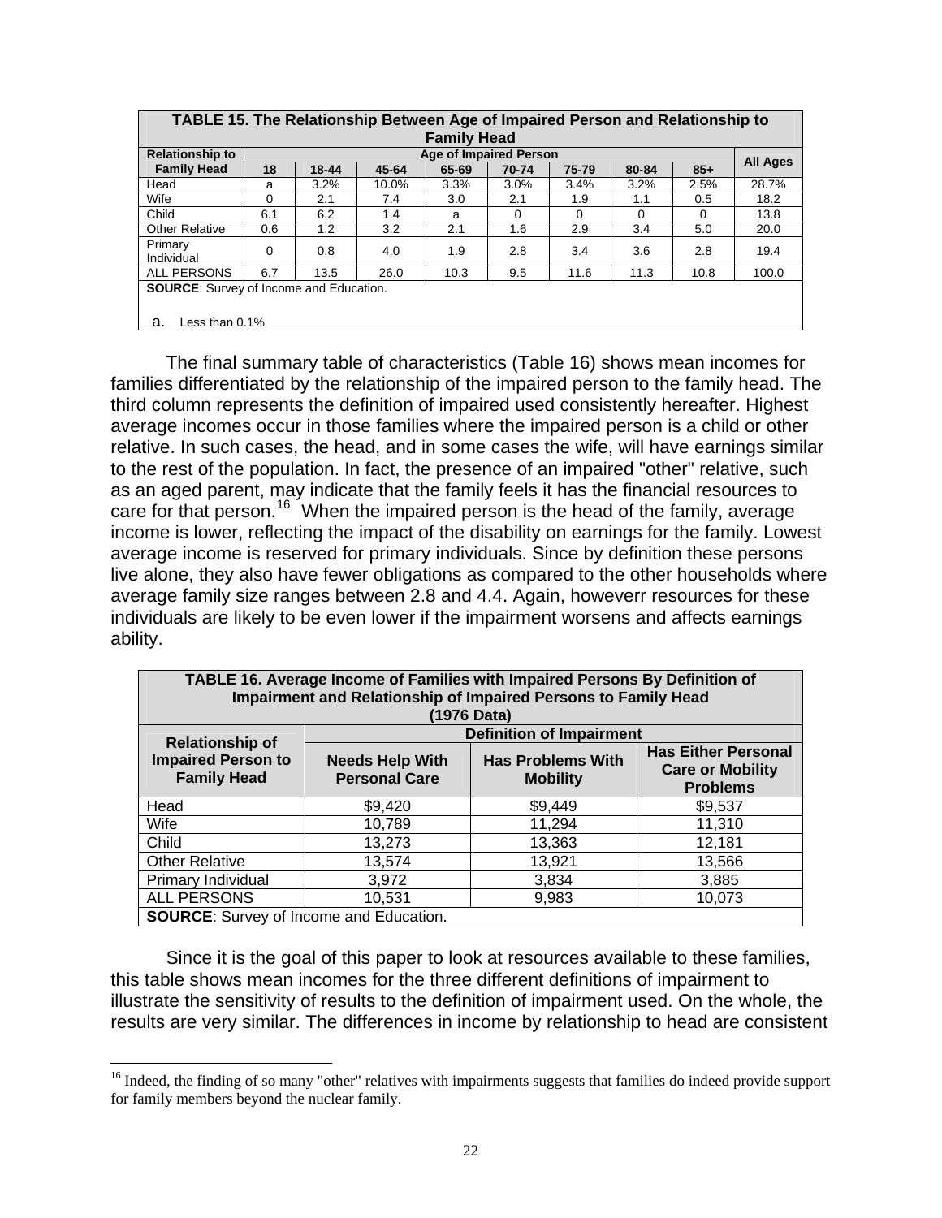**TABLE 15. The Relationship Between Age of Impaired Person and Relationship to Family Head**

| Relationship to Family Head | Age of Impaired Person | | | | | | | | All Ages |
|---|---|---|---|---|---|---|---|---|---|
| | 18 | 18-44 | 45-64 | 65-69 | 70-74 | 75-79 | 80-84 | 85+ | |
| Head | a | 3.2% | 10.0% | 3.3% | 3.0% | 3.4% | 3.2% | 2.5% | 28.7% |
| Wife | 0 | 2.1 | 7.4 | 3.0 | 2.1 | 1.9 | 1.1 | 0.5 | 18.2 |
| Child | 6.1 | 6.2 | 1.4 | a | 0 | 0 | 0 | 0 | 13.8 |
| Other Relative | 0.6 | 1.2 | 3.2 | 2.1 | 1.6 | 2.9 | 3.4 | 5.0 | 20.0 |
| Primary Individual | 0 | 0.8 | 4.0 | 1.9 | 2.8 | 3.4 | 3.6 | 2.8 | 19.4 |
| ALL PERSONS | 6.7 | 13.5 | 26.0 | 10.3 | 9.5 | 11.6 | 11.3 | 10.8 | 100.0 |

**SOURCE**: Survey of Income and Education.

a. Less than 0.1%

The final summary table of characteristics (Table 16) shows mean incomes for families differentiated by the relationship of the impaired person to the family head. The third column represents the definition of impaired used consistently hereafter. Highest average incomes occur in those families where the impaired person is a child or other relative. In such cases, the head, and in some cases the wife, will have earnings similar to the rest of the population. In fact, the presence of an impaired "other" relative, such as an aged parent, may indicate that the family feels it has the financial resources to care for that person.[16] When the impaired person is the head of the family, average income is lower, reflecting the impact of the disability on earnings for the family. Lowest average income is reserved for primary individuals. Since by definition these persons live alone, they also have fewer obligations as compared to the other households where average family size ranges between 2.8 and 4.4. Again, howeverr resources for these individuals are likely to be even lower if the impairment worsens and affects earnings ability.

**TABLE 16. Average Income of Families with Impaired Persons By Definition of Impairment and Relationship of Impaired Persons to Family Head (1976 Data)**

| Relationship of Impaired Person to Family Head | Definition of Impairment | | |
|---|---|---|---|
| | Needs Help With Personal Care | Has Problems With Mobility | Has Either Personal Care or Mobility Problems |
| Head | $9,420 | $9,449 | $9,537 |
| Wife | 10,789 | 11,294 | 11,310 |
| Child | 13,273 | 13,363 | 12,181 |
| Other Relative | 13,574 | 13,921 | 13,566 |
| Primary Individual | 3,972 | 3,834 | 3,885 |
| ALL PERSONS | 10,531 | 9,983 | 10,073 |

**SOURCE**: Survey of Income and Education.

Since it is the goal of this paper to look at resources available to these families, this table shows mean incomes for the three different definitions of impairment to illustrate the sensitivity of results to the definition of impairment used. On the whole, the results are very similar. The differences in income by relationship to head are consistent

[16] Indeed, the finding of so many "other" relatives with impairments suggests that families do indeed provide support for family members beyond the nuclear family.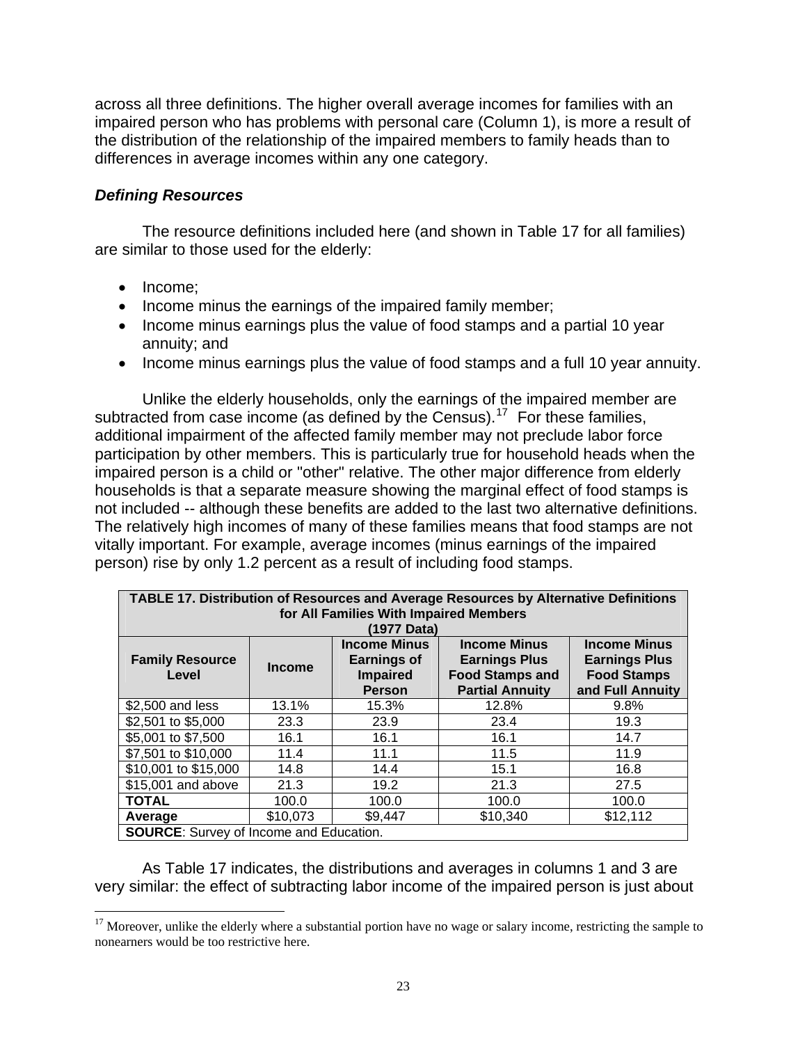across all three definitions. The higher overall average incomes for families with an impaired person who has problems with personal care (Column 1), is more a result of the distribution of the relationship of the impaired members to family heads than to differences in average incomes within any one category.

### *Defining Resources*

The resource definitions included here (and shown in Table 17 for all families) are similar to those used for the elderly:

- Income;
- Income minus the earnings of the impaired family member;
- Income minus earnings plus the value of food stamps and a partial 10 year annuity; and
- Income minus earnings plus the value of food stamps and a full 10 year annuity.

Unlike the elderly households, only the earnings of the impaired member are subtracted from case income (as defined by the Census).[17] For these families, additional impairment of the affected family member may not preclude labor force participation by other members. This is particularly true for household heads when the impaired person is a child or "other" relative. The other major difference from elderly households is that a separate measure showing the marginal effect of food stamps is not included -- although these benefits are added to the last two alternative definitions. The relatively high incomes of many of these families means that food stamps are not vitally important. For example, average incomes (minus earnings of the impaired person) rise by only 1.2 percent as a result of including food stamps.

**TABLE 17. Distribution of Resources and Average Resources by Alternative Definitions for All Families With Impaired Members (1977 Data)**

| Family Resource Level | Income | Income Minus Earnings of Impaired Person | Income Minus Earnings Plus Food Stamps and Partial Annuity | Income Minus Earnings Plus Food Stamps and Full Annuity |
|---|---|---|---|---|
| $2,500 and less | 13.1% | 15.3% | 12.8% | 9.8% |
| $2,501 to $5,000 | 23.3 | 23.9 | 23.4 | 19.3 |
| $5,001 to $7,500 | 16.1 | 16.1 | 16.1 | 14.7 |
| $7,501 to $10,000 | 11.4 | 11.1 | 11.5 | 11.9 |
| $10,001 to $15,000 | 14.8 | 14.4 | 15.1 | 16.8 |
| $15,001 and above | 21.3 | 19.2 | 21.3 | 27.5 |
| **TOTAL** | 100.0 | 100.0 | 100.0 | 100.0 |
| **Average** | $10,073 | $9,447 | $10,340 | $12,112 |

**SOURCE**: Survey of Income and Education.

As Table 17 indicates, the distributions and averages in columns 1 and 3 are very similar: the effect of subtracting labor income of the impaired person is just about

[17] Moreover, unlike the elderly where a substantial portion have no wage or salary income, restricting the sample to nonearners would be too restrictive here.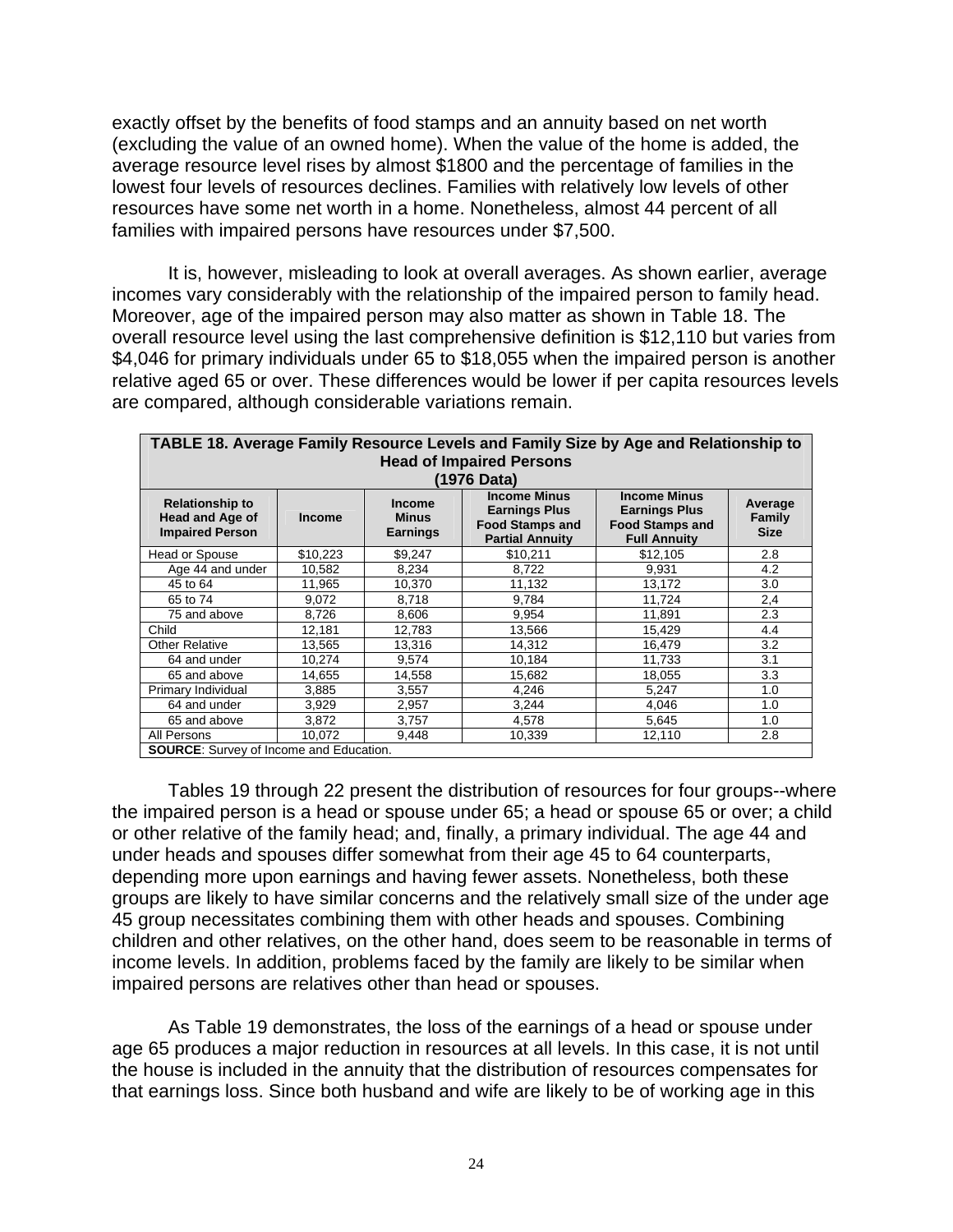exactly offset by the benefits of food stamps and an annuity based on net worth (excluding the value of an owned home). When the value of the home is added, the average resource level rises by almost $1800 and the percentage of families in the lowest four levels of resources declines. Families with relatively low levels of other resources have some net worth in a home. Nonetheless, almost 44 percent of all families with impaired persons have resources under $7,500.

It is, however, misleading to look at overall averages. As shown earlier, average incomes vary considerably with the relationship of the impaired person to family head. Moreover, age of the impaired person may also matter as shown in Table 18. The overall resource level using the last comprehensive definition is $12,110 but varies from $4,046 for primary individuals under 65 to $18,055 when the impaired person is another relative aged 65 or over. These differences would be lower if per capita resources levels are compared, although considerable variations remain.

**TABLE 18. Average Family Resource Levels and Family Size by Age and Relationship to Head of Impaired Persons (1976 Data)**

| Relationship to Head and Age of Impaired Person | Income | Income Minus Earnings | Income Minus Earnings Plus Food Stamps and Partial Annuity | Income Minus Earnings Plus Food Stamps and Full Annuity | Average Family Size |
|---|---|---|---|---|---|
| Head or Spouse | $10,223 | $9,247 | $10,211 | $12,105 | 2.8 |
| Age 44 and under | 10,582 | 8,234 | 8,722 | 9,931 | 4.2 |
| 45 to 64 | 11,965 | 10,370 | 11,132 | 13,172 | 3.0 |
| 65 to 74 | 9,072 | 8,718 | 9,784 | 11,724 | 2,4 |
| 75 and above | 8,726 | 8,606 | 9,954 | 11,891 | 2.3 |
| Child | 12,181 | 12,783 | 13,566 | 15,429 | 4.4 |
| Other Relative | 13,565 | 13,316 | 14,312 | 16,479 | 3.2 |
| 64 and under | 10,274 | 9,574 | 10,184 | 11,733 | 3.1 |
| 65 and above | 14,655 | 14,558 | 15,682 | 18,055 | 3.3 |
| Primary Individual | 3,885 | 3,557 | 4,246 | 5,247 | 1.0 |
| 64 and under | 3,929 | 2,957 | 3,244 | 4,046 | 1.0 |
| 65 and above | 3,872 | 3,757 | 4,578 | 5,645 | 1.0 |
| All Persons | 10,072 | 9,448 | 10,339 | 12,110 | 2.8 |

**SOURCE**: Survey of Income and Education.

Tables 19 through 22 present the distribution of resources for four groups--where the impaired person is a head or spouse under 65; a head or spouse 65 or over; a child or other relative of the family head; and, finally, a primary individual. The age 44 and under heads and spouses differ somewhat from their age 45 to 64 counterparts, depending more upon earnings and having fewer assets. Nonetheless, both these groups are likely to have similar concerns and the relatively small size of the under age 45 group necessitates combining them with other heads and spouses. Combining children and other relatives, on the other hand, does seem to be reasonable in terms of income levels. In addition, problems faced by the family are likely to be similar when impaired persons are relatives other than head or spouses.

As Table 19 demonstrates, the loss of the earnings of a head or spouse under age 65 produces a major reduction in resources at all levels. In this case, it is not until the house is included in the annuity that the distribution of resources compensates for that earnings loss. Since both husband and wife are likely to be of working age in this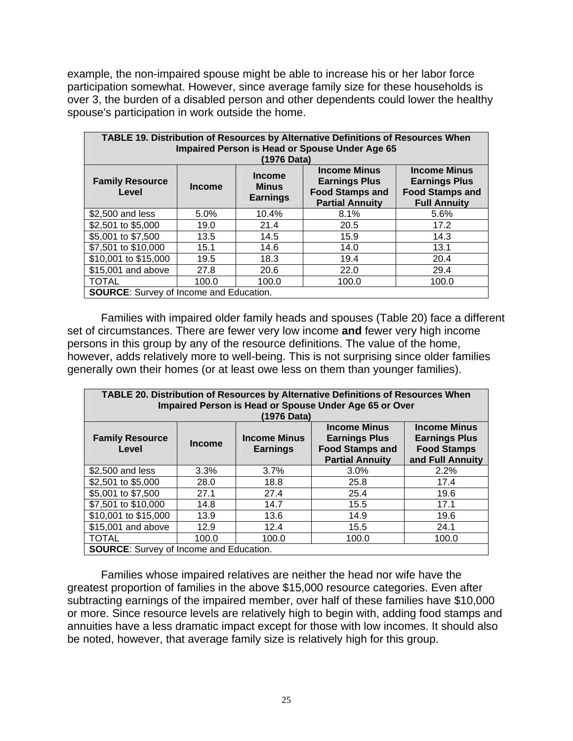example, the non-impaired spouse might be able to increase his or her labor force participation somewhat. However, since average family size for these households is over 3, the burden of a disabled person and other dependents could lower the healthy spouse's participation in work outside the home.

| TABLE 19. Distribution of Resources by Alternative Definitions of Resources When Impaired Person is Head or Spouse Under Age 65 (1976 Data) | | | | |
|---|---|---|---|---|
| **Family Resource Level** | **Income** | **Income Minus Earnings** | **Income Minus Earnings Plus Food Stamps and Partial Annuity** | **Income Minus Earnings Plus Food Stamps and Full Annuity** |
| $2,500 and less | 5.0% | 10.4% | 8.1% | 5.6% |
| $2,501 to $5,000 | 19.0 | 21.4 | 20.5 | 17.2 |
| $5,001 to $7,500 | 13.5 | 14.5 | 15.9 | 14.3 |
| $7,501 to $10,000 | 15.1 | 14.6 | 14.0 | 13.1 |
| $10,001 to $15,000 | 19.5 | 18.3 | 19.4 | 20.4 |
| $15,001 and above | 27.8 | 20.6 | 22.0 | 29.4 |
| TOTAL | 100.0 | 100.0 | 100.0 | 100.0 |
| **SOURCE**: Survey of Income and Education. | | | | |

Families with impaired older family heads and spouses (Table 20) face a different set of circumstances. There are fewer very low income **and** fewer very high income persons in this group by any of the resource definitions. The value of the home, however, adds relatively more to well-being. This is not surprising since older families generally own their homes (or at least owe less on them than younger families).

| TABLE 20. Distribution of Resources by Alternative Definitions of Resources When Impaired Person is Head or Spouse Under Age 65 or Over (1976 Data) | | | | |
|---|---|---|---|---|
| **Family Resource Level** | **Income** | **Income Minus Earnings** | **Income Minus Earnings Plus Food Stamps and Partial Annuity** | **Income Minus Earnings Plus Food Stamps and Full Annuity** |
| $2,500 and less | 3.3% | 3.7% | 3.0% | 2.2% |
| $2,501 to $5,000 | 28.0 | 18.8 | 25.8 | 17.4 |
| $5,001 to $7,500 | 27.1 | 27.4 | 25.4 | 19.6 |
| $7,501 to $10,000 | 14.8 | 14.7 | 15.5 | 17.1 |
| $10,001 to $15,000 | 13.9 | 13.6 | 14.9 | 19.6 |
| $15,001 and above | 12.9 | 12.4 | 15.5 | 24.1 |
| TOTAL | 100.0 | 100.0 | 100.0 | 100.0 |
| **SOURCE**: Survey of Income and Education. | | | | |

Families whose impaired relatives are neither the head nor wife have the greatest proportion of families in the above $15,000 resource categories. Even after subtracting earnings of the impaired member, over half of these families have $10,000 or more. Since resource levels are relatively high to begin with, adding food stamps and annuities have a less dramatic impact except for those with low incomes. It should also be noted, however, that average family size is relatively high for this group.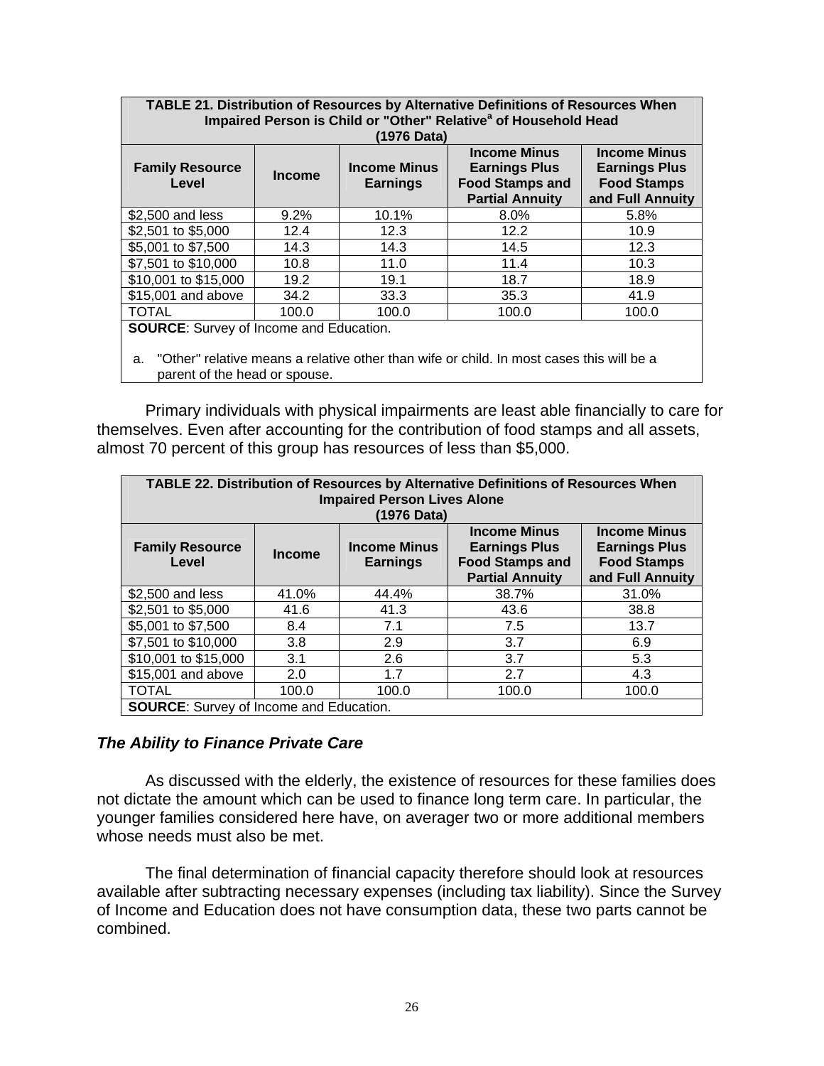| TABLE 21. Distribution of Resources by Alternative Definitions of Resources When Impaired Person is Child or "Other" Relative[a] of Household Head (1976 Data) | | | | |
|---|---|---|---|---|
| Family Resource Level | Income | Income Minus Earnings | Income Minus Earnings Plus Food Stamps and Partial Annuity | Income Minus Earnings Plus Food Stamps and Full Annuity |
| $2,500 and less | 9.2% | 10.1% | 8.0% | 5.8% |
| $2,501 to $5,000 | 12.4 | 12.3 | 12.2 | 10.9 |
| $5,001 to $7,500 | 14.3 | 14.3 | 14.5 | 12.3 |
| $7,501 to $10,000 | 10.8 | 11.0 | 11.4 | 10.3 |
| $10,001 to $15,000 | 19.2 | 19.1 | 18.7 | 18.9 |
| $15,001 and above | 34.2 | 33.3 | 35.3 | 41.9 |
| TOTAL | 100.0 | 100.0 | 100.0 | 100.0 |

**SOURCE**: Survey of Income and Education.

a. "Other" relative means a relative other than wife or child. In most cases this will be a parent of the head or spouse.

Primary individuals with physical impairments are least able financially to care for themselves. Even after accounting for the contribution of food stamps and all assets, almost 70 percent of this group has resources of less than $5,000.

| TABLE 22. Distribution of Resources by Alternative Definitions of Resources When Impaired Person Lives Alone (1976 Data) | | | | |
|---|---|---|---|---|
| Family Resource Level | Income | Income Minus Earnings | Income Minus Earnings Plus Food Stamps and Partial Annuity | Income Minus Earnings Plus Food Stamps and Full Annuity |
| $2,500 and less | 41.0% | 44.4% | 38.7% | 31.0% |
| $2,501 to $5,000 | 41.6 | 41.3 | 43.6 | 38.8 |
| $5,001 to $7,500 | 8.4 | 7.1 | 7.5 | 13.7 |
| $7,501 to $10,000 | 3.8 | 2.9 | 3.7 | 6.9 |
| $10,001 to $15,000 | 3.1 | 2.6 | 3.7 | 5.3 |
| $15,001 and above | 2.0 | 1.7 | 2.7 | 4.3 |
| TOTAL | 100.0 | 100.0 | 100.0 | 100.0 |

**SOURCE**: Survey of Income and Education.

### *The Ability to Finance Private Care*

As discussed with the elderly, the existence of resources for these families does not dictate the amount which can be used to finance long term care. In particular, the younger families considered here have, on averager two or more additional members whose needs must also be met.

The final determination of financial capacity therefore should look at resources available after subtracting necessary expenses (including tax liability). Since the Survey of Income and Education does not have consumption data, these two parts cannot be combined.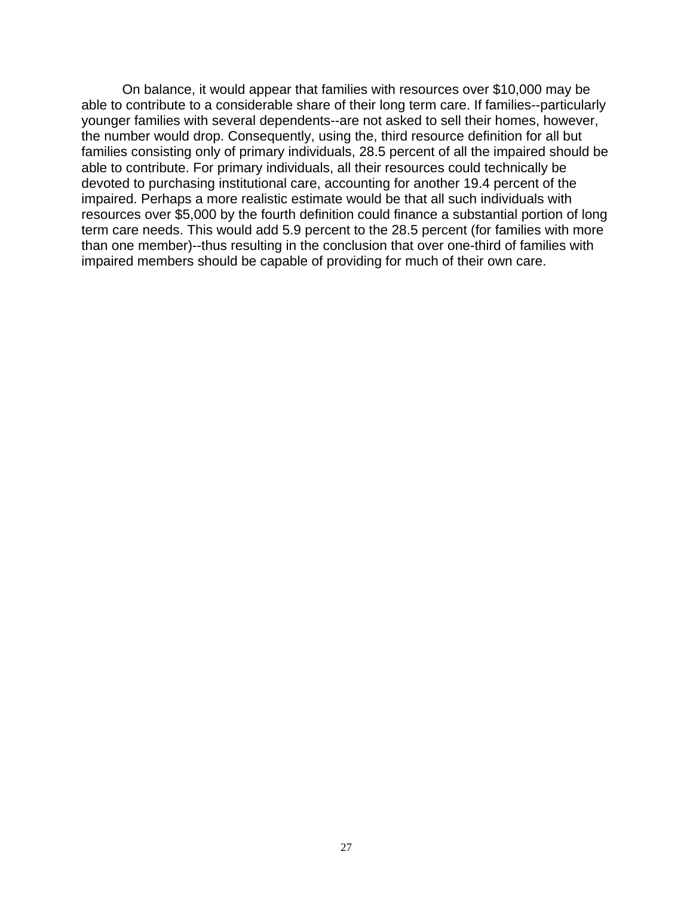On balance, it would appear that families with resources over $10,000 may be able to contribute to a considerable share of their long term care. If families--particularly younger families with several dependents--are not asked to sell their homes, however, the number would drop. Consequently, using the, third resource definition for all but families consisting only of primary individuals, 28.5 percent of all the impaired should be able to contribute. For primary individuals, all their resources could technically be devoted to purchasing institutional care, accounting for another 19.4 percent of the impaired. Perhaps a more realistic estimate would be that all such individuals with resources over $5,000 by the fourth definition could finance a substantial portion of long term care needs. This would add 5.9 percent to the 28.5 percent (for families with more than one member)--thus resulting in the conclusion that over one-third of families with impaired members should be capable of providing for much of their own care.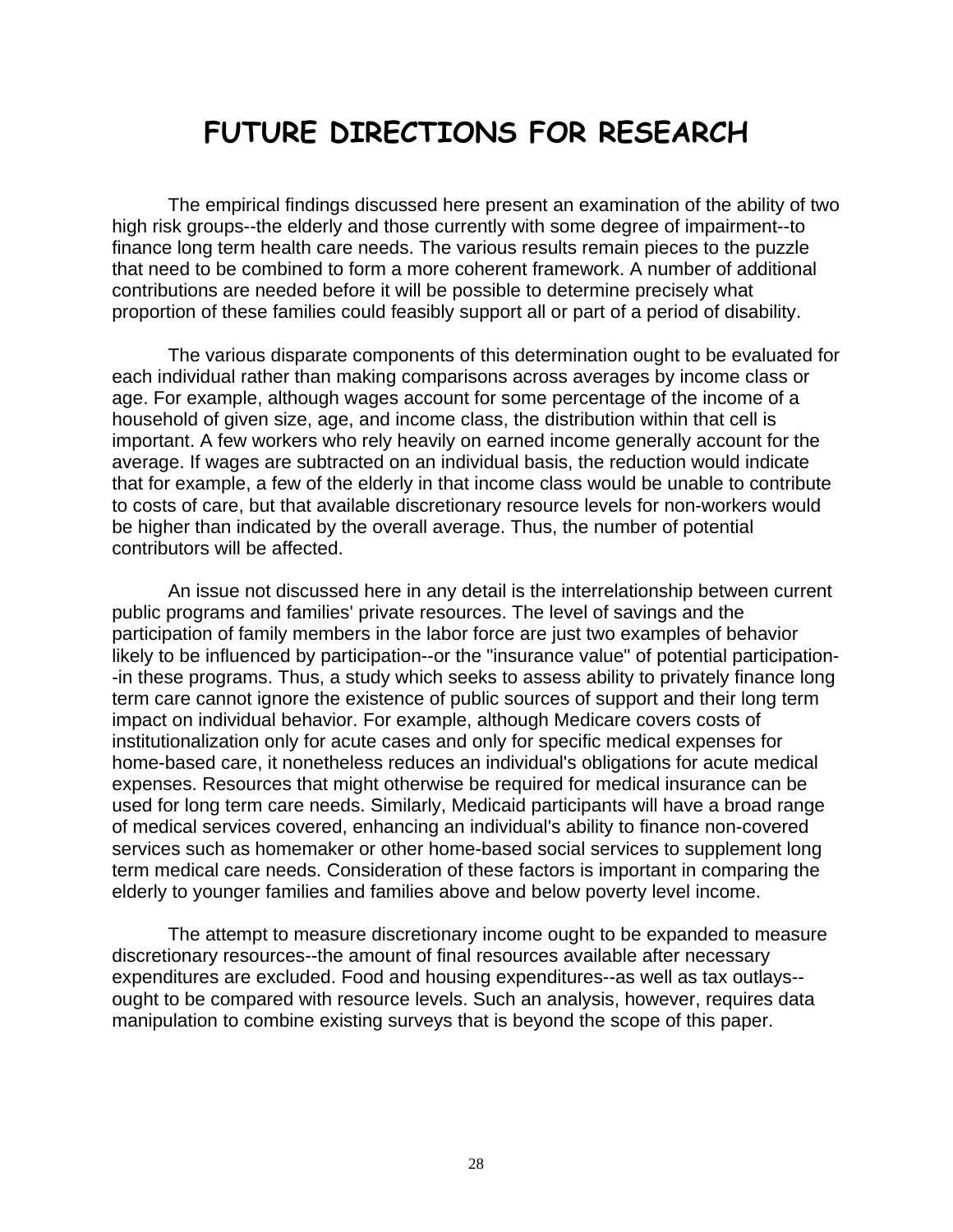# FUTURE DIRECTIONS FOR RESEARCH

The empirical findings discussed here present an examination of the ability of two high risk groups--the elderly and those currently with some degree of impairment--to finance long term health care needs. The various results remain pieces to the puzzle that need to be combined to form a more coherent framework. A number of additional contributions are needed before it will be possible to determine precisely what proportion of these families could feasibly support all or part of a period of disability.

The various disparate components of this determination ought to be evaluated for each individual rather than making comparisons across averages by income class or age. For example, although wages account for some percentage of the income of a household of given size, age, and income class, the distribution within that cell is important. A few workers who rely heavily on earned income generally account for the average. If wages are subtracted on an individual basis, the reduction would indicate that for example, a few of the elderly in that income class would be unable to contribute to costs of care, but that available discretionary resource levels for non-workers would be higher than indicated by the overall average. Thus, the number of potential contributors will be affected.

An issue not discussed here in any detail is the interrelationship between current public programs and families' private resources. The level of savings and the participation of family members in the labor force are just two examples of behavior likely to be influenced by participation--or the "insurance value" of potential participation--in these programs. Thus, a study which seeks to assess ability to privately finance long term care cannot ignore the existence of public sources of support and their long term impact on individual behavior. For example, although Medicare covers costs of institutionalization only for acute cases and only for specific medical expenses for home-based care, it nonetheless reduces an individual's obligations for acute medical expenses. Resources that might otherwise be required for medical insurance can be used for long term care needs. Similarly, Medicaid participants will have a broad range of medical services covered, enhancing an individual's ability to finance non-covered services such as homemaker or other home-based social services to supplement long term medical care needs. Consideration of these factors is important in comparing the elderly to younger families and families above and below poverty level income.

The attempt to measure discretionary income ought to be expanded to measure discretionary resources--the amount of final resources available after necessary expenditures are excluded. Food and housing expenditures--as well as tax outlays--ought to be compared with resource levels. Such an analysis, however, requires data manipulation to combine existing surveys that is beyond the scope of this paper.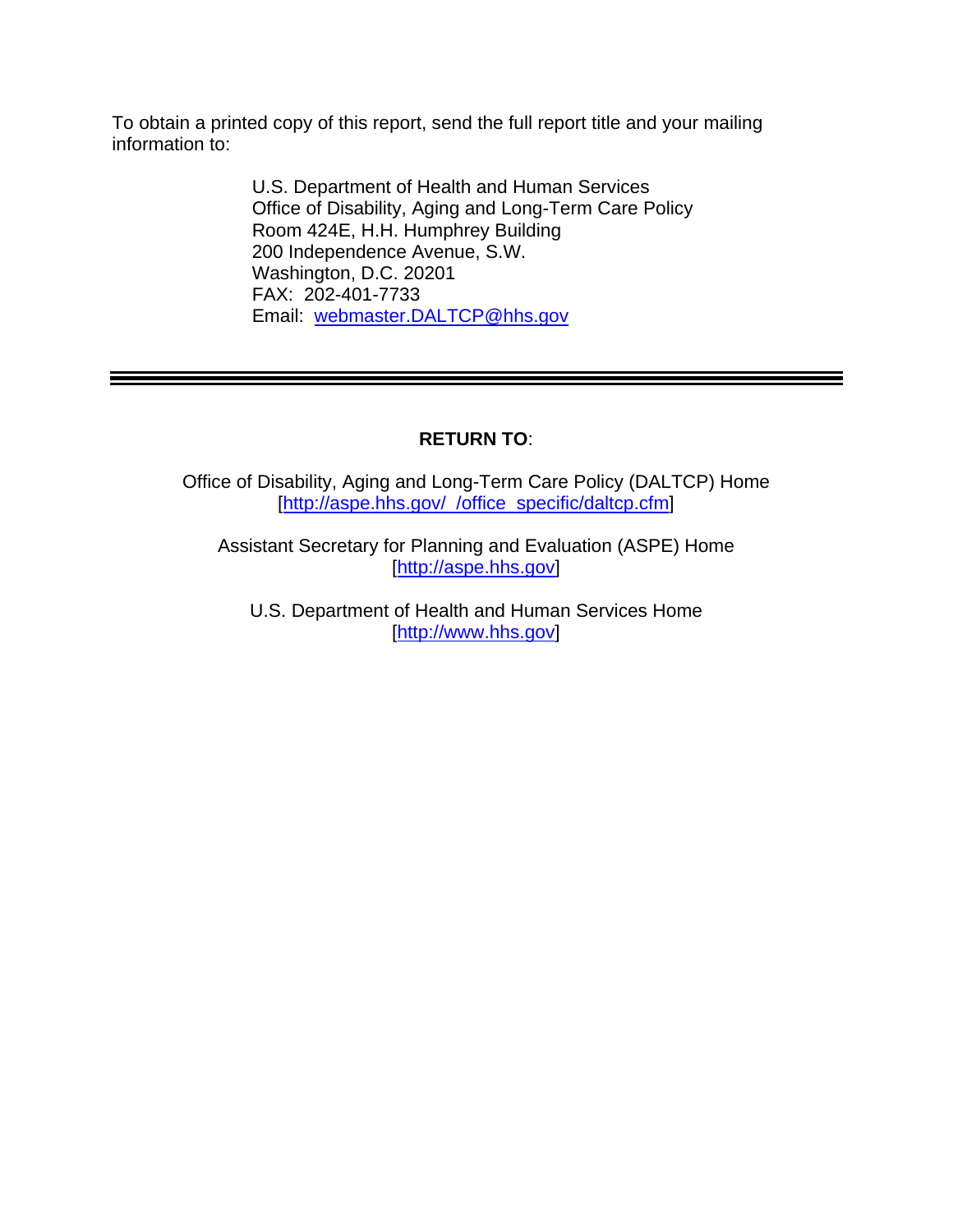To obtain a printed copy of this report, send the full report title and your mailing information to:

U.S. Department of Health and Human Services
Office of Disability, Aging and Long-Term Care Policy
Room 424E, H.H. Humphrey Building
200 Independence Avenue, S.W.
Washington, D.C. 20201
FAX: 202-401-7733
Email: webmaster.DALTCP@hhs.gov

---

**RETURN TO**:

Office of Disability, Aging and Long-Term Care Policy (DALTCP) Home
[http://aspe.hhs.gov/_/office_specific/daltcp.cfm]

Assistant Secretary for Planning and Evaluation (ASPE) Home
[http://aspe.hhs.gov]

U.S. Department of Health and Human Services Home
[http://www.hhs.gov]